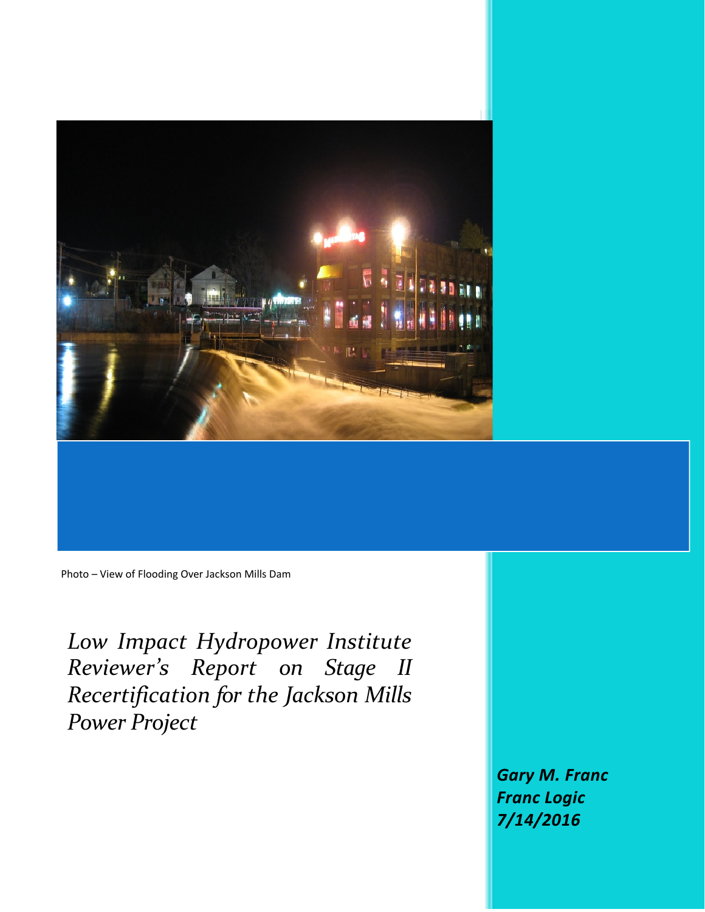Photo – View of Flooding Over Jackson Mills Dam

# *Low Impact Hydropower Institute Reviewer's Report on Stage II Recertification for the Jackson Mills Power Project*

***Gary M. Franc***
***Franc Logic***
***7/14/2016***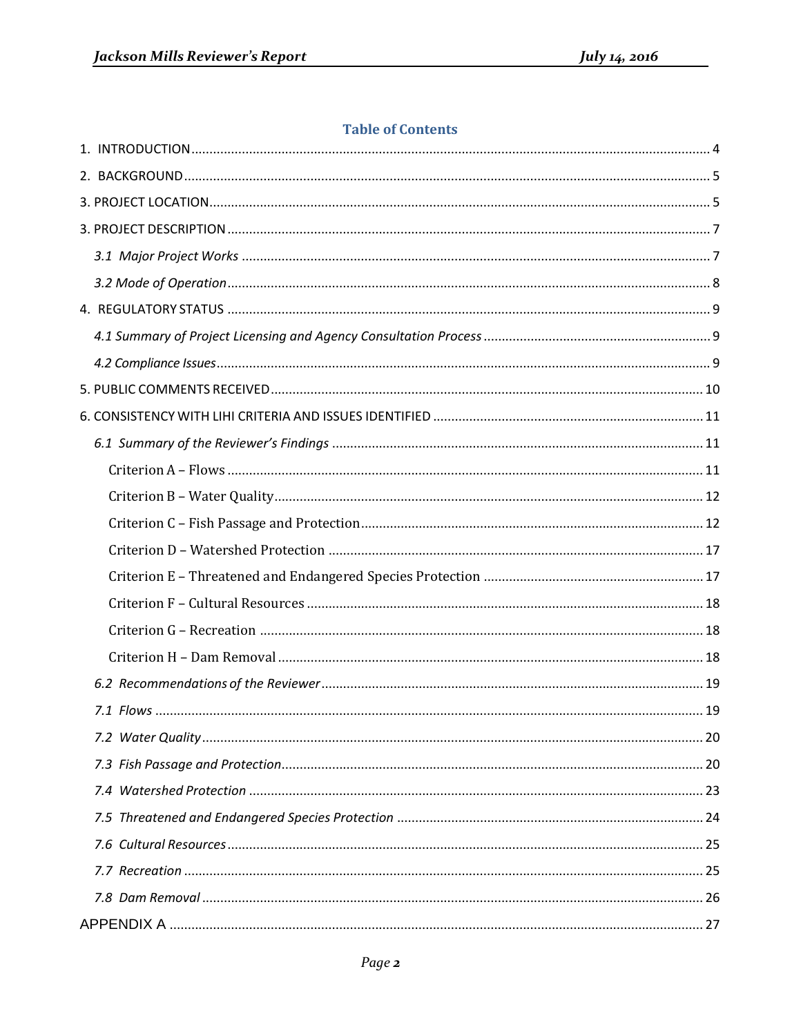## Table of Contents

1. INTRODUCTION ........ 4
2. BACKGROUND ........ 5
3. PROJECT LOCATION ........ 5
3. PROJECT DESCRIPTION ........ 7
   - *3.1 Major Project Works* ........ 7
   - *3.2 Mode of Operation* ........ 8
4. REGULATORY STATUS ........ 9
   - *4.1 Summary of Project Licensing and Agency Consultation Process* ........ 9
   - *4.2 Compliance Issues* ........ 9
5. PUBLIC COMMENTS RECEIVED ........ 10
6. CONSISTENCY WITH LIHI CRITERIA AND ISSUES IDENTIFIED ........ 11
   - *6.1 Summary of the Reviewer's Findings* ........ 11
     - Criterion A – Flows ........ 11
     - Criterion B – Water Quality ........ 12
     - Criterion C – Fish Passage and Protection ........ 12
     - Criterion D – Watershed Protection ........ 17
     - Criterion E – Threatened and Endangered Species Protection ........ 17
     - Criterion F – Cultural Resources ........ 18
     - Criterion G – Recreation ........ 18
     - Criterion H – Dam Removal ........ 18
   - *6.2 Recommendations of the Reviewer* ........ 19
   - *7.1 Flows* ........ 19
   - *7.2 Water Quality* ........ 20
   - *7.3 Fish Passage and Protection* ........ 20
   - *7.4 Watershed Protection* ........ 23
   - *7.5 Threatened and Endangered Species Protection* ........ 24
   - *7.6 Cultural Resources* ........ 25
   - *7.7 Recreation* ........ 25
   - *7.8 Dam Removal* ........ 26

APPENDIX A ........ 27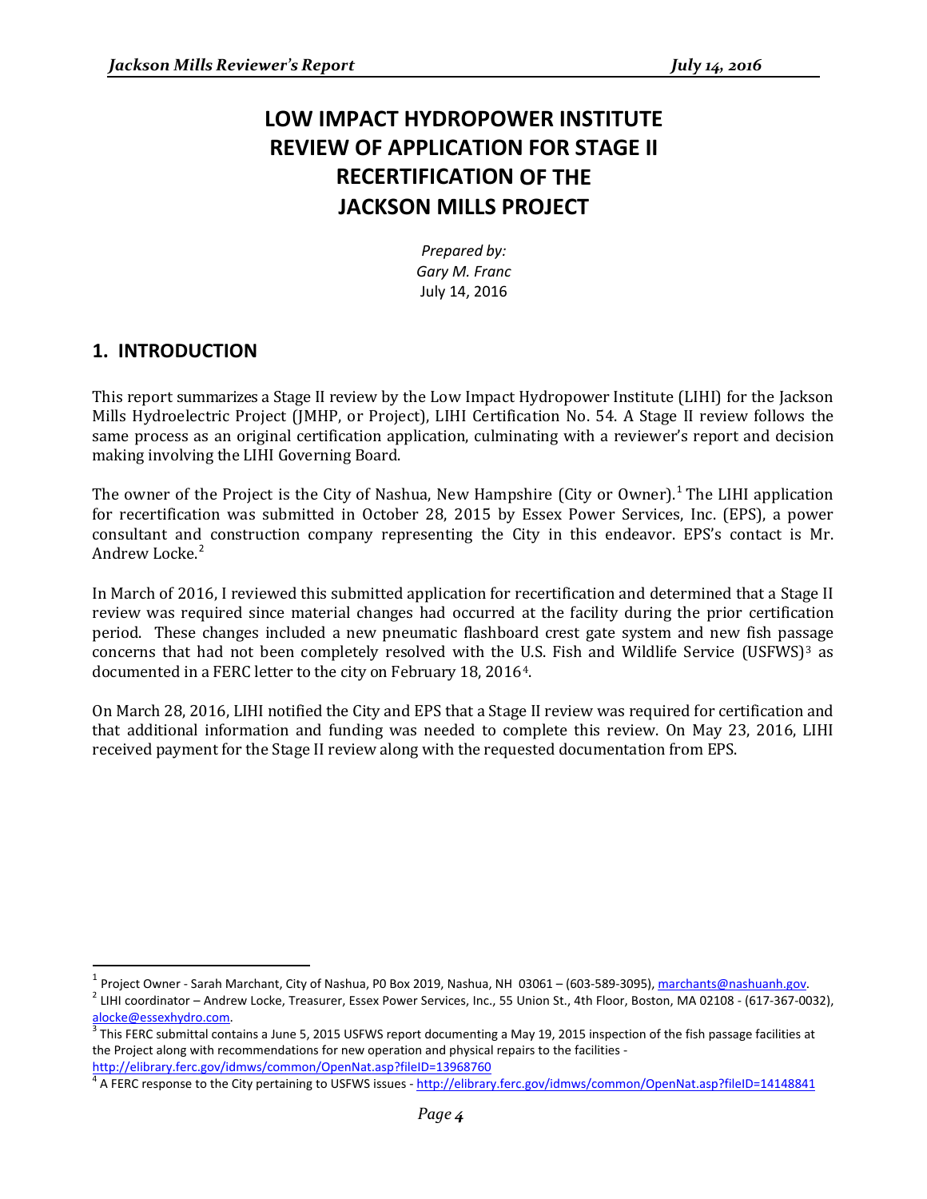# LOW IMPACT HYDROPOWER INSTITUTE REVIEW OF APPLICATION FOR STAGE II RECERTIFICATION OF THE JACKSON MILLS PROJECT

*Prepared by:*
*Gary M. Franc*
July 14, 2016

## 1. INTRODUCTION

This report summarizes a Stage II review by the Low Impact Hydropower Institute (LIHI) for the Jackson Mills Hydroelectric Project (JMHP, or Project), LIHI Certification No. 54. A Stage II review follows the same process as an original certification application, culminating with a reviewer's report and decision making involving the LIHI Governing Board.

The owner of the Project is the City of Nashua, New Hampshire (City or Owner).[1] The LIHI application for recertification was submitted in October 28, 2015 by Essex Power Services, Inc. (EPS), a power consultant and construction company representing the City in this endeavor. EPS's contact is Mr. Andrew Locke.[2]

In March of 2016, I reviewed this submitted application for recertification and determined that a Stage II review was required since material changes had occurred at the facility during the prior certification period. These changes included a new pneumatic flashboard crest gate system and new fish passage concerns that had not been completely resolved with the U.S. Fish and Wildlife Service (USFWS)[3] as documented in a FERC letter to the city on February 18, 2016[4].

On March 28, 2016, LIHI notified the City and EPS that a Stage II review was required for certification and that additional information and funding was needed to complete this review. On May 23, 2016, LIHI received payment for the Stage II review along with the requested documentation from EPS.

---

[1] Project Owner - Sarah Marchant, City of Nashua, P0 Box 2019, Nashua, NH 03061 – (603-589-3095), marchants@nashuanh.gov.

[2] LIHI coordinator – Andrew Locke, Treasurer, Essex Power Services, Inc., 55 Union St., 4th Floor, Boston, MA 02108 - (617-367-0032), alocke@essexhydro.com.

[3] This FERC submittal contains a June 5, 2015 USFWS report documenting a May 19, 2015 inspection of the fish passage facilities at the Project along with recommendations for new operation and physical repairs to the facilities - http://elibrary.ferc.gov/idmws/common/OpenNat.asp?fileID=13968760

[4] A FERC response to the City pertaining to USFWS issues - http://elibrary.ferc.gov/idmws/common/OpenNat.asp?fileID=14148841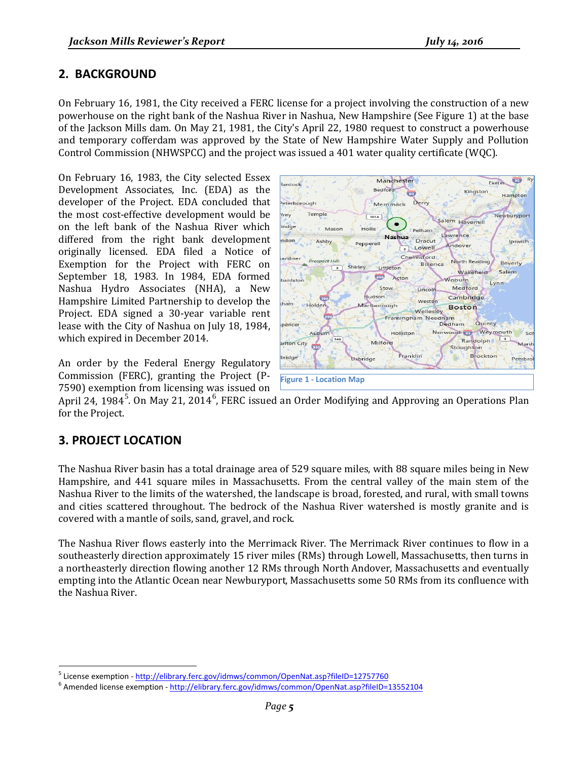## 2. BACKGROUND

On February 16, 1981, the City received a FERC license for a project involving the construction of a new powerhouse on the right bank of the Nashua River in Nashua, New Hampshire (See Figure 1) at the base of the Jackson Mills dam. On May 21, 1981, the City's April 22, 1980 request to construct a powerhouse and temporary cofferdam was approved by the State of New Hampshire Water Supply and Pollution Control Commission (NHWSPCC) and the project was issued a 401 water quality certificate (WQC).

On February 16, 1983, the City selected Essex Development Associates, Inc. (EDA) as the developer of the Project. EDA concluded that the most cost-effective development would be on the left bank of the Nashua River which differed from the right bank development originally licensed. EDA filed a Notice of Exemption for the Project with FERC on September 18, 1983. In 1984, EDA formed Nashua Hydro Associates (NHA), a New Hampshire Limited Partnership to develop the Project. EDA signed a 30-year variable rent lease with the City of Nashua on July 18, 1984, which expired in December 2014.

Figure 1 - Location Map

An order by the Federal Energy Regulatory Commission (FERC), granting the Project (P-7590) exemption from licensing was issued on April 24, 1984[5]. On May 21, 2014[6], FERC issued an Order Modifying and Approving an Operations Plan for the Project.

## 3. PROJECT LOCATION

The Nashua River basin has a total drainage area of 529 square miles, with 88 square miles being in New Hampshire, and 441 square miles in Massachusetts. From the central valley of the main stem of the Nashua River to the limits of the watershed, the landscape is broad, forested, and rural, with small towns and cities scattered throughout. The bedrock of the Nashua River watershed is mostly granite and is covered with a mantle of soils, sand, gravel, and rock.

The Nashua River flows easterly into the Merrimack River. The Merrimack River continues to flow in a southeasterly direction approximately 15 river miles (RMs) through Lowell, Massachusetts, then turns in a northeasterly direction flowing another 12 RMs through North Andover, Massachusetts and eventually empting into the Atlantic Ocean near Newburyport, Massachusetts some 50 RMs from its confluence with the Nashua River.

[5] License exemption - http://elibrary.ferc.gov/idmws/common/OpenNat.asp?fileID=12757760

[6] Amended license exemption - http://elibrary.ferc.gov/idmws/common/OpenNat.asp?fileID=13552104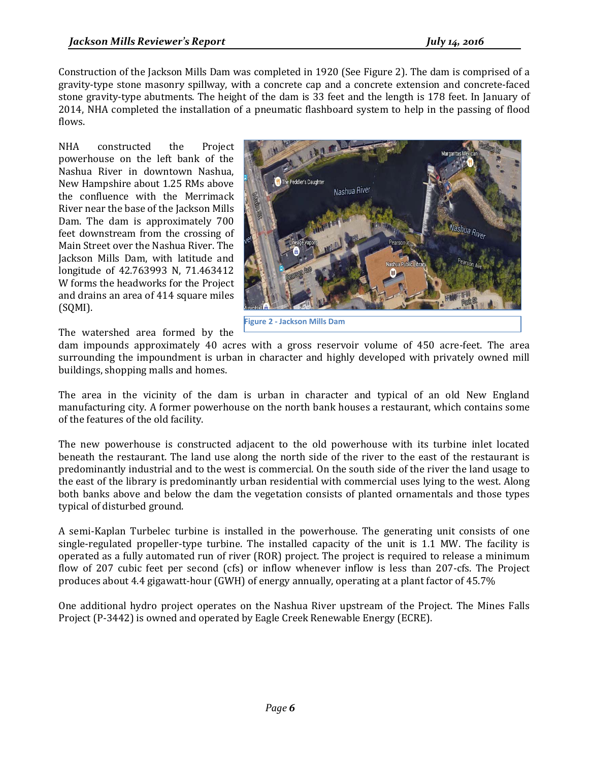Construction of the Jackson Mills Dam was completed in 1920 (See Figure 2). The dam is comprised of a gravity-type stone masonry spillway, with a concrete cap and a concrete extension and concrete-faced stone gravity-type abutments. The height of the dam is 33 feet and the length is 178 feet. In January of 2014, NHA completed the installation of a pneumatic flashboard system to help in the passing of flood flows.

NHA constructed the Project powerhouse on the left bank of the Nashua River in downtown Nashua, New Hampshire about 1.25 RMs above the confluence with the Merrimack River near the base of the Jackson Mills Dam. The dam is approximately 700 feet downstream from the crossing of Main Street over the Nashua River. The Jackson Mills Dam, with latitude and longitude of 42.763993 N, 71.463412 W forms the headworks for the Project and drains an area of 414 square miles (SQMI).

Figure 2 - Jackson Mills Dam

The watershed area formed by the dam impounds approximately 40 acres with a gross reservoir volume of 450 acre-feet. The area surrounding the impoundment is urban in character and highly developed with privately owned mill buildings, shopping malls and homes.

The area in the vicinity of the dam is urban in character and typical of an old New England manufacturing city. A former powerhouse on the north bank houses a restaurant, which contains some of the features of the old facility.

The new powerhouse is constructed adjacent to the old powerhouse with its turbine inlet located beneath the restaurant. The land use along the north side of the river to the east of the restaurant is predominantly industrial and to the west is commercial. On the south side of the river the land usage to the east of the library is predominantly urban residential with commercial uses lying to the west. Along both banks above and below the dam the vegetation consists of planted ornamentals and those types typical of disturbed ground.

A semi-Kaplan Turbelec turbine is installed in the powerhouse. The generating unit consists of one single-regulated propeller-type turbine. The installed capacity of the unit is 1.1 MW. The facility is operated as a fully automated run of river (ROR) project. The project is required to release a minimum flow of 207 cubic feet per second (cfs) or inflow whenever inflow is less than 207-cfs. The Project produces about 4.4 gigawatt-hour (GWH) of energy annually, operating at a plant factor of 45.7%

One additional hydro project operates on the Nashua River upstream of the Project. The Mines Falls Project (P-3442) is owned and operated by Eagle Creek Renewable Energy (ECRE).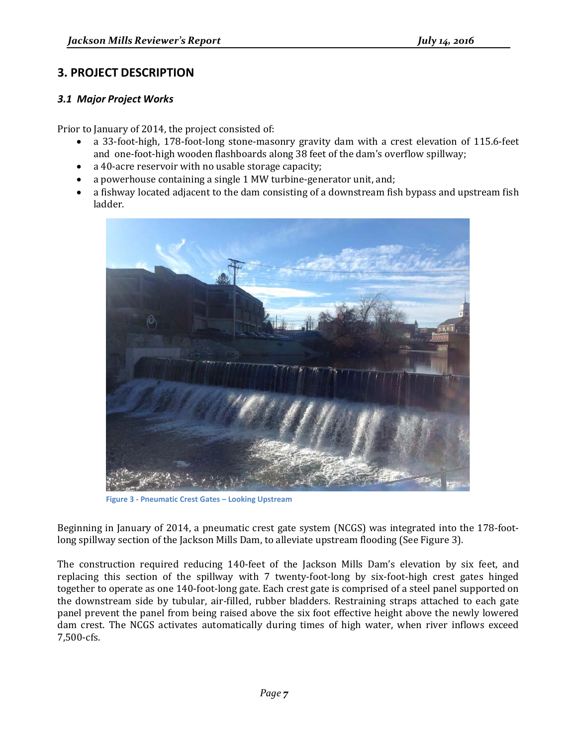## 3. PROJECT DESCRIPTION

### *3.1 Major Project Works*

Prior to January of 2014, the project consisted of:

- a 33-foot-high, 178-foot-long stone-masonry gravity dam with a crest elevation of 115.6-feet and one-foot-high wooden flashboards along 38 feet of the dam's overflow spillway;
- a 40-acre reservoir with no usable storage capacity;
- a powerhouse containing a single 1 MW turbine-generator unit, and;
- a fishway located adjacent to the dam consisting of a downstream fish bypass and upstream fish ladder.

Figure 3 - Pneumatic Crest Gates – Looking Upstream

Beginning in January of 2014, a pneumatic crest gate system (NCGS) was integrated into the 178-foot-long spillway section of the Jackson Mills Dam, to alleviate upstream flooding (See Figure 3).

The construction required reducing 140-feet of the Jackson Mills Dam's elevation by six feet, and replacing this section of the spillway with 7 twenty-foot-long by six-foot-high crest gates hinged together to operate as one 140-foot-long gate. Each crest gate is comprised of a steel panel supported on the downstream side by tubular, air-filled, rubber bladders. Restraining straps attached to each gate panel prevent the panel from being raised above the six foot effective height above the newly lowered dam crest. The NCGS activates automatically during times of high water, when river inflows exceed 7,500-cfs.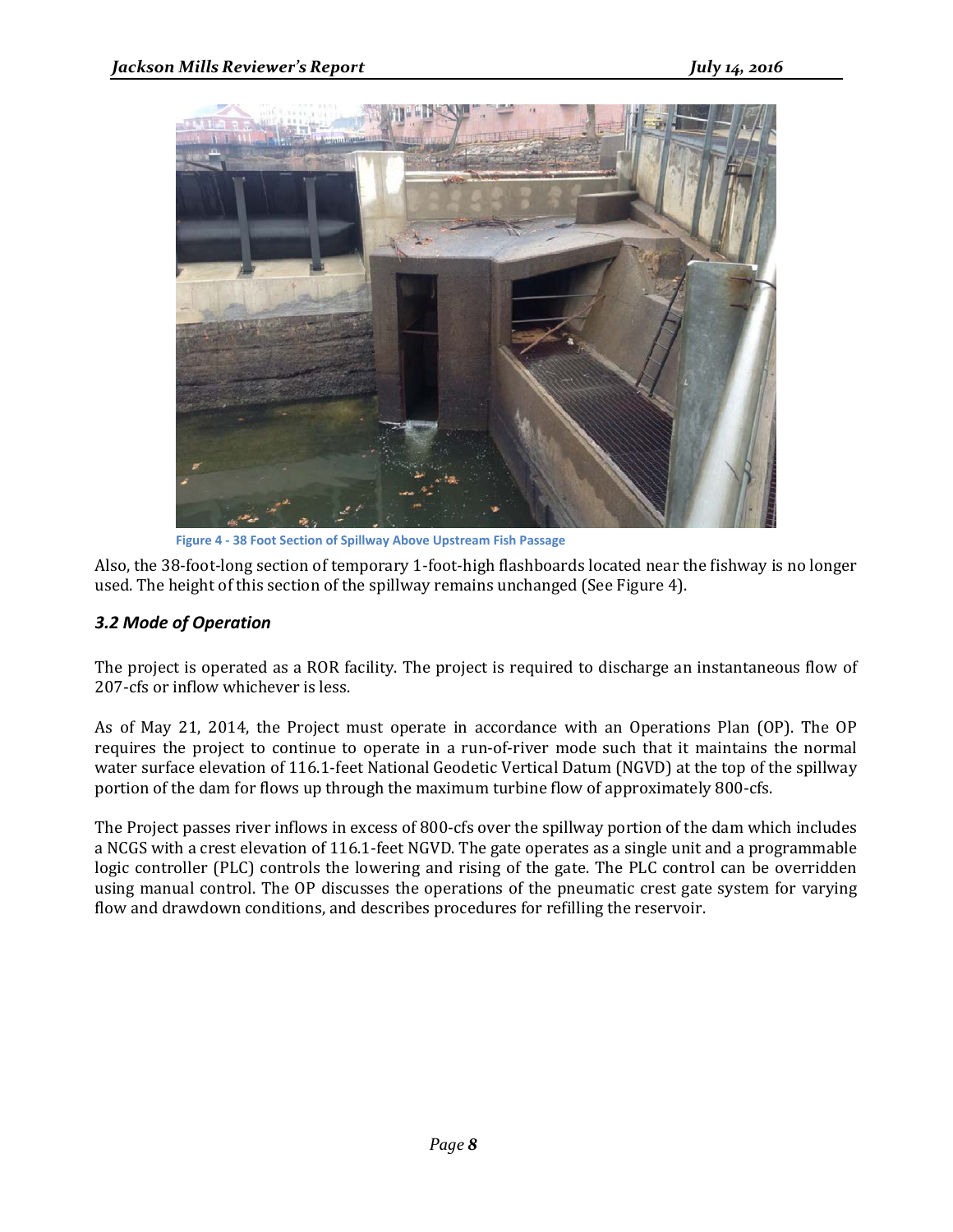Figure 4 - 38 Foot Section of Spillway Above Upstream Fish Passage

Also, the 38-foot-long section of temporary 1-foot-high flashboards located near the fishway is no longer used. The height of this section of the spillway remains unchanged (See Figure 4).

### *3.2 Mode of Operation*

The project is operated as a ROR facility. The project is required to discharge an instantaneous flow of 207-cfs or inflow whichever is less.

As of May 21, 2014, the Project must operate in accordance with an Operations Plan (OP). The OP requires the project to continue to operate in a run-of-river mode such that it maintains the normal water surface elevation of 116.1-feet National Geodetic Vertical Datum (NGVD) at the top of the spillway portion of the dam for flows up through the maximum turbine flow of approximately 800-cfs.

The Project passes river inflows in excess of 800-cfs over the spillway portion of the dam which includes a NCGS with a crest elevation of 116.1-feet NGVD. The gate operates as a single unit and a programmable logic controller (PLC) controls the lowering and rising of the gate. The PLC control can be overridden using manual control. The OP discusses the operations of the pneumatic crest gate system for varying flow and drawdown conditions, and describes procedures for refilling the reservoir.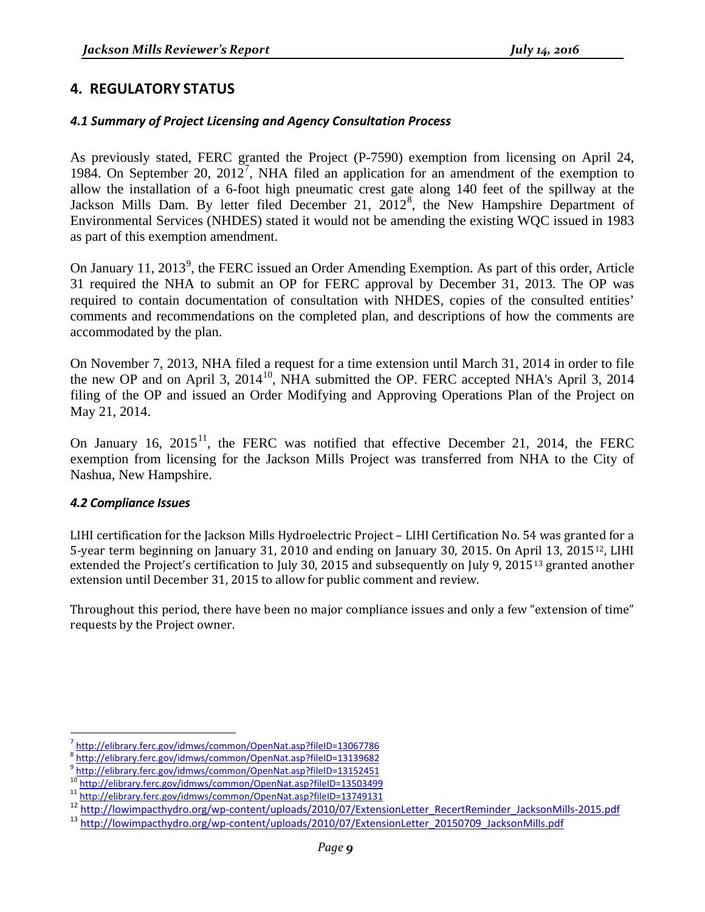## 4. REGULATORY STATUS

### *4.1 Summary of Project Licensing and Agency Consultation Process*

As previously stated, FERC granted the Project (P-7590) exemption from licensing on April 24, 1984. On September 20, 2012[7], NHA filed an application for an amendment of the exemption to allow the installation of a 6-foot high pneumatic crest gate along 140 feet of the spillway at the Jackson Mills Dam. By letter filed December 21, 2012[8], the New Hampshire Department of Environmental Services (NHDES) stated it would not be amending the existing WQC issued in 1983 as part of this exemption amendment.

On January 11, 2013[9], the FERC issued an Order Amending Exemption. As part of this order, Article 31 required the NHA to submit an OP for FERC approval by December 31, 2013. The OP was required to contain documentation of consultation with NHDES, copies of the consulted entities' comments and recommendations on the completed plan, and descriptions of how the comments are accommodated by the plan.

On November 7, 2013, NHA filed a request for a time extension until March 31, 2014 in order to file the new OP and on April 3, 2014[10], NHA submitted the OP. FERC accepted NHA's April 3, 2014 filing of the OP and issued an Order Modifying and Approving Operations Plan of the Project on May 21, 2014.

On January 16, 2015[11], the FERC was notified that effective December 21, 2014, the FERC exemption from licensing for the Jackson Mills Project was transferred from NHA to the City of Nashua, New Hampshire.

### *4.2 Compliance Issues*

LIHI certification for the Jackson Mills Hydroelectric Project – LIHI Certification No. 54 was granted for a 5-year term beginning on January 31, 2010 and ending on January 30, 2015. On April 13, 2015[12], LIHI extended the Project's certification to July 30, 2015 and subsequently on July 9, 2015[13] granted another extension until December 31, 2015 to allow for public comment and review.

Throughout this period, there have been no major compliance issues and only a few "extension of time" requests by the Project owner.

---

[7] http://elibrary.ferc.gov/idmws/common/OpenNat.asp?fileID=13067786

[8] http://elibrary.ferc.gov/idmws/common/OpenNat.asp?fileID=13139682

[9] http://elibrary.ferc.gov/idmws/common/OpenNat.asp?fileID=13152451

[10] http://elibrary.ferc.gov/idmws/common/OpenNat.asp?fileID=13503499

[11] http://elibrary.ferc.gov/idmws/common/OpenNat.asp?fileID=13749131

[12] http://lowimpacthydro.org/wp-content/uploads/2010/07/ExtensionLetter_RecertReminder_JacksonMills-2015.pdf

[13] http://lowimpacthydro.org/wp-content/uploads/2010/07/ExtensionLetter_20150709_JacksonMills.pdf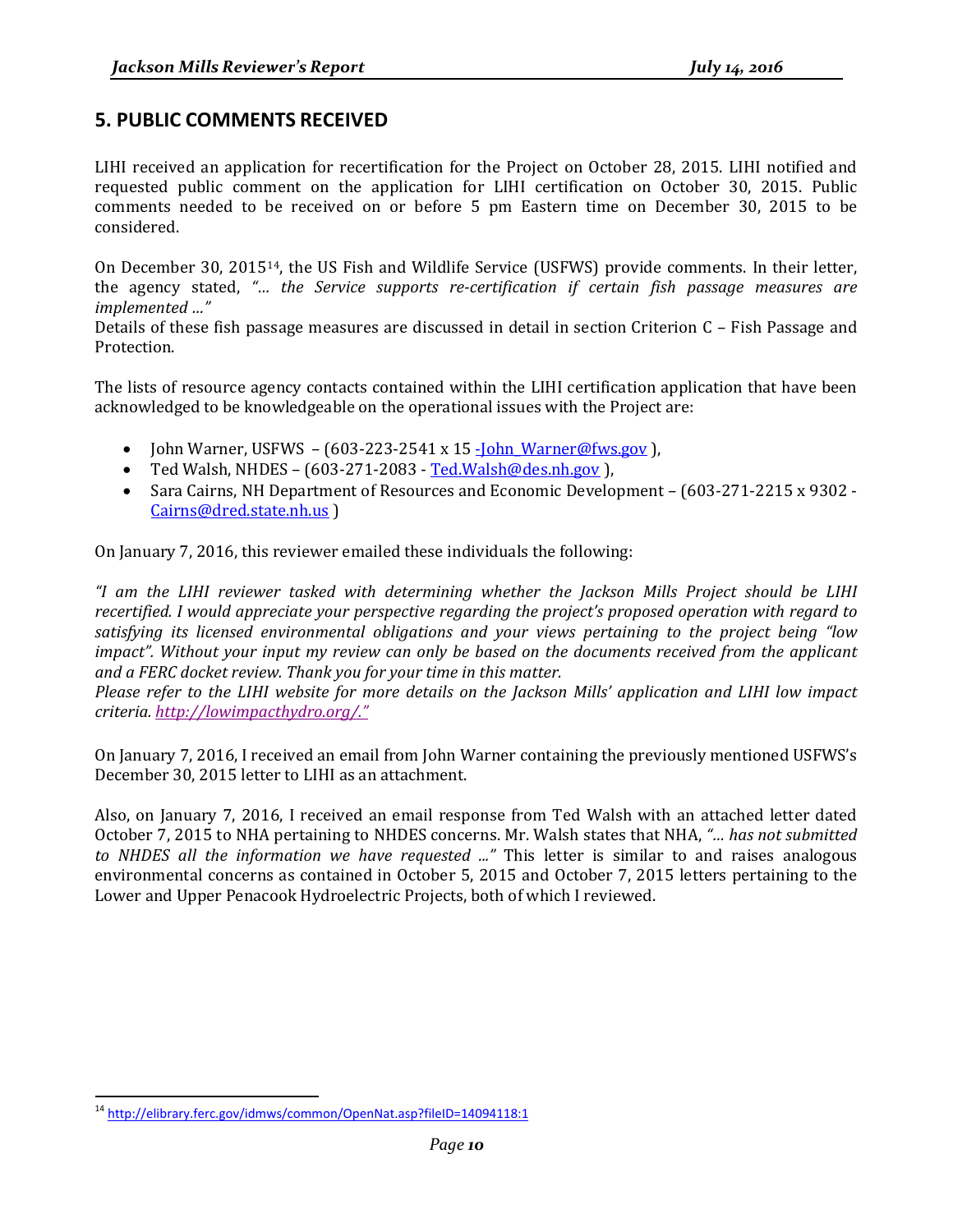## 5. PUBLIC COMMENTS RECEIVED

LIHI received an application for recertification for the Project on October 28, 2015. LIHI notified and requested public comment on the application for LIHI certification on October 30, 2015. Public comments needed to be received on or before 5 pm Eastern time on December 30, 2015 to be considered.

On December 30, 2015[14], the US Fish and Wildlife Service (USFWS) provide comments. In their letter, the agency stated, *"… the Service supports re-certification if certain fish passage measures are implemented …"*
Details of these fish passage measures are discussed in detail in section Criterion C – Fish Passage and Protection.

The lists of resource agency contacts contained within the LIHI certification application that have been acknowledged to be knowledgeable on the operational issues with the Project are:

- John Warner, USFWS – (603-223-2541 x 15 -John_Warner@fws.gov ),
- Ted Walsh, NHDES – (603-271-2083 - Ted.Walsh@des.nh.gov ),
- Sara Cairns, NH Department of Resources and Economic Development – (603-271-2215 x 9302 - Cairns@dred.state.nh.us )

On January 7, 2016, this reviewer emailed these individuals the following:

*"I am the LIHI reviewer tasked with determining whether the Jackson Mills Project should be LIHI recertified. I would appreciate your perspective regarding the project's proposed operation with regard to satisfying its licensed environmental obligations and your views pertaining to the project being "low impact". Without your input my review can only be based on the documents received from the applicant and a FERC docket review. Thank you for your time in this matter.*
*Please refer to the LIHI website for more details on the Jackson Mills' application and LIHI low impact criteria. http://lowimpacthydro.org/."*

On January 7, 2016, I received an email from John Warner containing the previously mentioned USFWS's December 30, 2015 letter to LIHI as an attachment.

Also, on January 7, 2016, I received an email response from Ted Walsh with an attached letter dated October 7, 2015 to NHA pertaining to NHDES concerns. Mr. Walsh states that NHA, *"… has not submitted to NHDES all the information we have requested ..."* This letter is similar to and raises analogous environmental concerns as contained in October 5, 2015 and October 7, 2015 letters pertaining to the Lower and Upper Penacook Hydroelectric Projects, both of which I reviewed.

---

[14] http://elibrary.ferc.gov/idmws/common/OpenNat.asp?fileID=14094118:1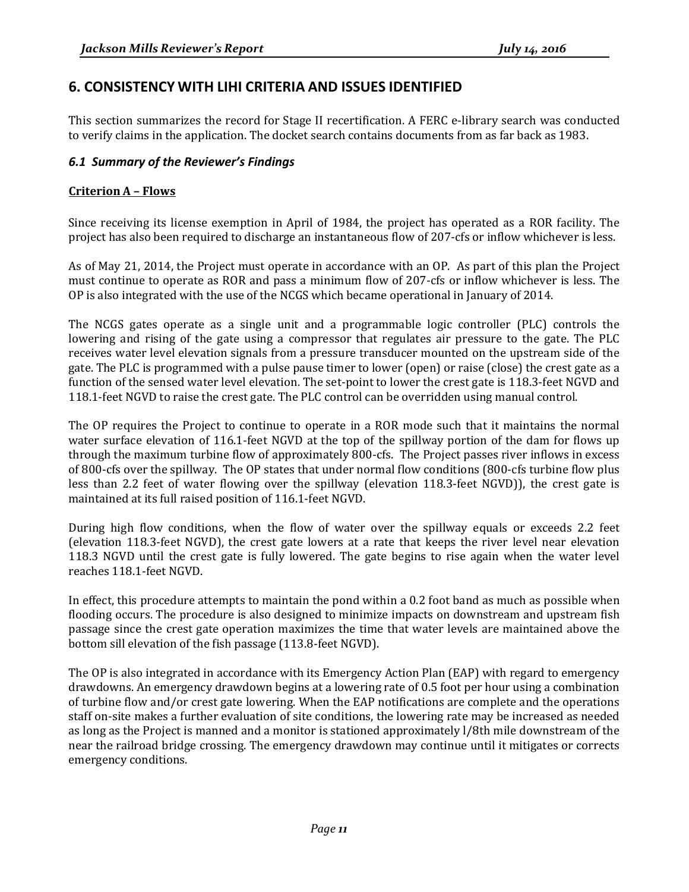## 6. CONSISTENCY WITH LIHI CRITERIA AND ISSUES IDENTIFIED

This section summarizes the record for Stage II recertification. A FERC e-library search was conducted to verify claims in the application. The docket search contains documents from as far back as 1983.

### *6.1 Summary of the Reviewer's Findings*

**Criterion A – Flows**

Since receiving its license exemption in April of 1984, the project has operated as a ROR facility. The project has also been required to discharge an instantaneous flow of 207-cfs or inflow whichever is less.

As of May 21, 2014, the Project must operate in accordance with an OP. As part of this plan the Project must continue to operate as ROR and pass a minimum flow of 207-cfs or inflow whichever is less. The OP is also integrated with the use of the NCGS which became operational in January of 2014.

The NCGS gates operate as a single unit and a programmable logic controller (PLC) controls the lowering and rising of the gate using a compressor that regulates air pressure to the gate. The PLC receives water level elevation signals from a pressure transducer mounted on the upstream side of the gate. The PLC is programmed with a pulse pause timer to lower (open) or raise (close) the crest gate as a function of the sensed water level elevation. The set-point to lower the crest gate is 118.3-feet NGVD and 118.1-feet NGVD to raise the crest gate. The PLC control can be overridden using manual control.

The OP requires the Project to continue to operate in a ROR mode such that it maintains the normal water surface elevation of 116.1-feet NGVD at the top of the spillway portion of the dam for flows up through the maximum turbine flow of approximately 800-cfs. The Project passes river inflows in excess of 800-cfs over the spillway. The OP states that under normal flow conditions (800-cfs turbine flow plus less than 2.2 feet of water flowing over the spillway (elevation 118.3-feet NGVD)), the crest gate is maintained at its full raised position of 116.1-feet NGVD.

During high flow conditions, when the flow of water over the spillway equals or exceeds 2.2 feet (elevation 118.3-feet NGVD), the crest gate lowers at a rate that keeps the river level near elevation 118.3 NGVD until the crest gate is fully lowered. The gate begins to rise again when the water level reaches 118.1-feet NGVD.

In effect, this procedure attempts to maintain the pond within a 0.2 foot band as much as possible when flooding occurs. The procedure is also designed to minimize impacts on downstream and upstream fish passage since the crest gate operation maximizes the time that water levels are maintained above the bottom sill elevation of the fish passage (113.8-feet NGVD).

The OP is also integrated in accordance with its Emergency Action Plan (EAP) with regard to emergency drawdowns. An emergency drawdown begins at a lowering rate of 0.5 foot per hour using a combination of turbine flow and/or crest gate lowering. When the EAP notifications are complete and the operations staff on-site makes a further evaluation of site conditions, the lowering rate may be increased as needed as long as the Project is manned and a monitor is stationed approximately l/8th mile downstream of the near the railroad bridge crossing. The emergency drawdown may continue until it mitigates or corrects emergency conditions.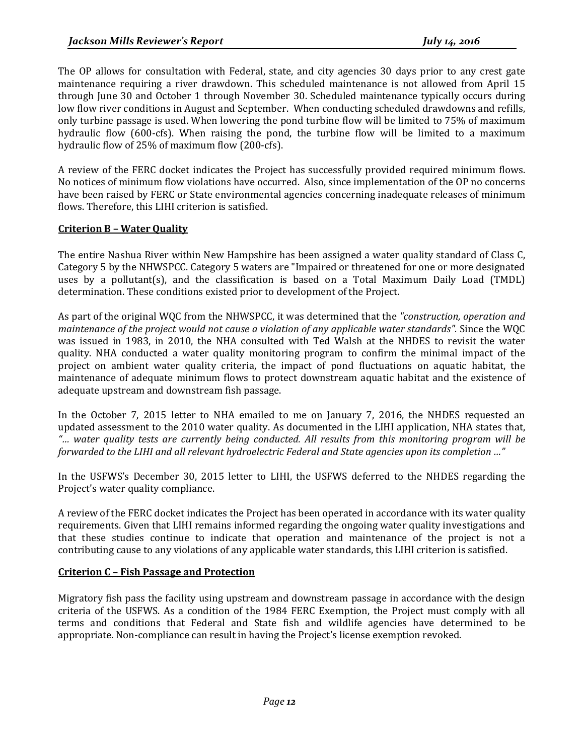The OP allows for consultation with Federal, state, and city agencies 30 days prior to any crest gate maintenance requiring a river drawdown. This scheduled maintenance is not allowed from April 15 through June 30 and October 1 through November 30. Scheduled maintenance typically occurs during low flow river conditions in August and September. When conducting scheduled drawdowns and refills, only turbine passage is used. When lowering the pond turbine flow will be limited to 75% of maximum hydraulic flow (600-cfs). When raising the pond, the turbine flow will be limited to a maximum hydraulic flow of 25% of maximum flow (200-cfs).

A review of the FERC docket indicates the Project has successfully provided required minimum flows. No notices of minimum flow violations have occurred. Also, since implementation of the OP no concerns have been raised by FERC or State environmental agencies concerning inadequate releases of minimum flows. Therefore, this LIHI criterion is satisfied.

## Criterion B – Water Quality

The entire Nashua River within New Hampshire has been assigned a water quality standard of Class C, Category 5 by the NHWSPCC. Category 5 waters are "Impaired or threatened for one or more designated uses by a pollutant(s), and the classification is based on a Total Maximum Daily Load (TMDL) determination. These conditions existed prior to development of the Project.

As part of the original WQC from the NHWSPCC, it was determined that the *"construction, operation and maintenance of the project would not cause a violation of any applicable water standards".* Since the WQC was issued in 1983, in 2010, the NHA consulted with Ted Walsh at the NHDES to revisit the water quality. NHA conducted a water quality monitoring program to confirm the minimal impact of the project on ambient water quality criteria, the impact of pond fluctuations on aquatic habitat, the maintenance of adequate minimum flows to protect downstream aquatic habitat and the existence of adequate upstream and downstream fish passage.

In the October 7, 2015 letter to NHA emailed to me on January 7, 2016, the NHDES requested an updated assessment to the 2010 water quality. As documented in the LIHI application, NHA states that, *"… water quality tests are currently being conducted. All results from this monitoring program will be forwarded to the LIHI and all relevant hydroelectric Federal and State agencies upon its completion …"*

In the USFWS's December 30, 2015 letter to LIHI, the USFWS deferred to the NHDES regarding the Project's water quality compliance.

A review of the FERC docket indicates the Project has been operated in accordance with its water quality requirements. Given that LIHI remains informed regarding the ongoing water quality investigations and that these studies continue to indicate that operation and maintenance of the project is not a contributing cause to any violations of any applicable water standards, this LIHI criterion is satisfied.

## Criterion C – Fish Passage and Protection

Migratory fish pass the facility using upstream and downstream passage in accordance with the design criteria of the USFWS. As a condition of the 1984 FERC Exemption, the Project must comply with all terms and conditions that Federal and State fish and wildlife agencies have determined to be appropriate. Non-compliance can result in having the Project's license exemption revoked.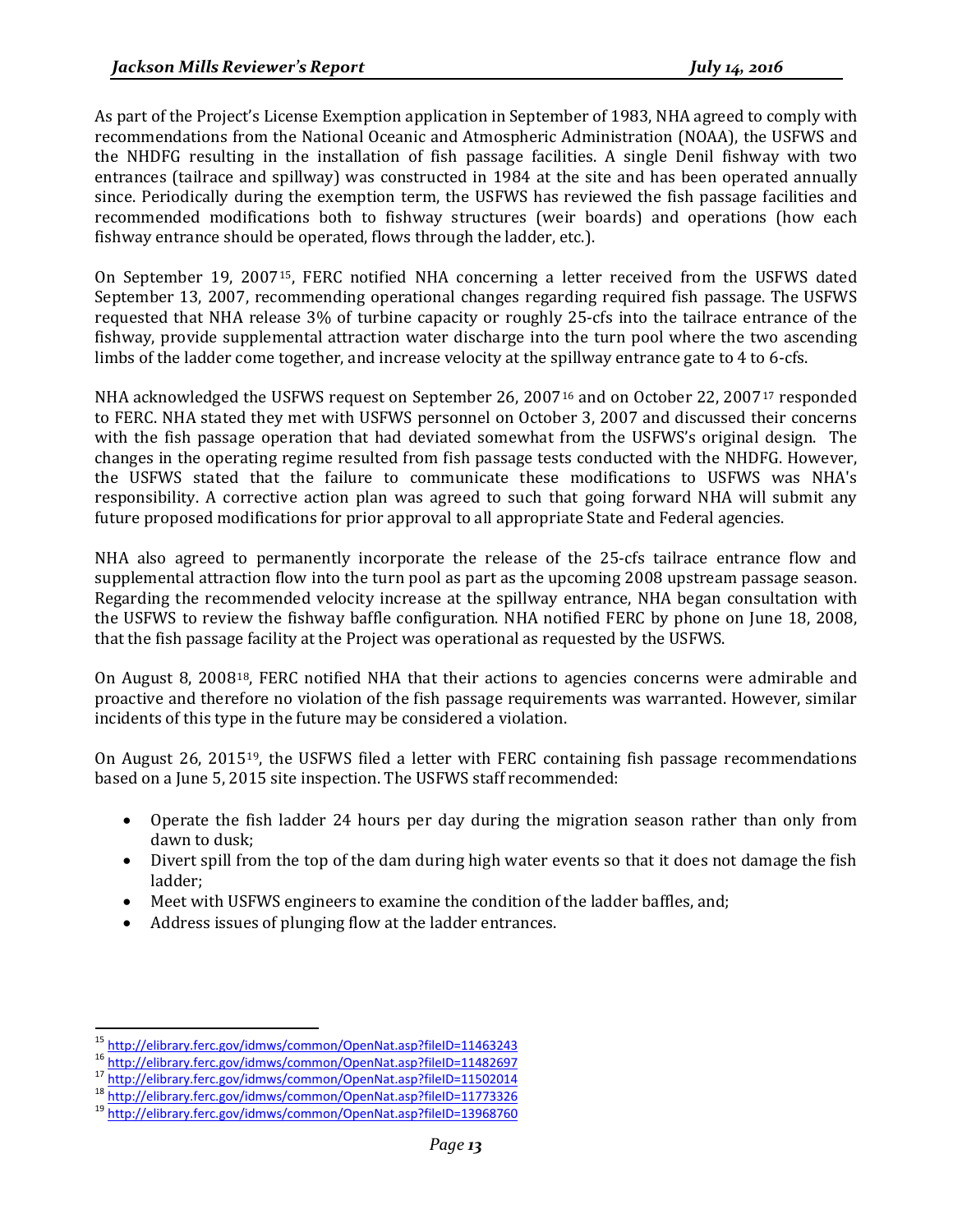As part of the Project's License Exemption application in September of 1983, NHA agreed to comply with recommendations from the National Oceanic and Atmospheric Administration (NOAA), the USFWS and the NHDFG resulting in the installation of fish passage facilities. A single Denil fishway with two entrances (tailrace and spillway) was constructed in 1984 at the site and has been operated annually since. Periodically during the exemption term, the USFWS has reviewed the fish passage facilities and recommended modifications both to fishway structures (weir boards) and operations (how each fishway entrance should be operated, flows through the ladder, etc.).

On September 19, 2007[15], FERC notified NHA concerning a letter received from the USFWS dated September 13, 2007, recommending operational changes regarding required fish passage. The USFWS requested that NHA release 3% of turbine capacity or roughly 25-cfs into the tailrace entrance of the fishway, provide supplemental attraction water discharge into the turn pool where the two ascending limbs of the ladder come together, and increase velocity at the spillway entrance gate to 4 to 6-cfs.

NHA acknowledged the USFWS request on September 26, 2007[16] and on October 22, 2007[17] responded to FERC. NHA stated they met with USFWS personnel on October 3, 2007 and discussed their concerns with the fish passage operation that had deviated somewhat from the USFWS's original design. The changes in the operating regime resulted from fish passage tests conducted with the NHDFG. However, the USFWS stated that the failure to communicate these modifications to USFWS was NHA's responsibility. A corrective action plan was agreed to such that going forward NHA will submit any future proposed modifications for prior approval to all appropriate State and Federal agencies.

NHA also agreed to permanently incorporate the release of the 25-cfs tailrace entrance flow and supplemental attraction flow into the turn pool as part as the upcoming 2008 upstream passage season. Regarding the recommended velocity increase at the spillway entrance, NHA began consultation with the USFWS to review the fishway baffle configuration. NHA notified FERC by phone on June 18, 2008, that the fish passage facility at the Project was operational as requested by the USFWS.

On August 8, 2008[18], FERC notified NHA that their actions to agencies concerns were admirable and proactive and therefore no violation of the fish passage requirements was warranted. However, similar incidents of this type in the future may be considered a violation.

On August 26, 2015[19], the USFWS filed a letter with FERC containing fish passage recommendations based on a June 5, 2015 site inspection. The USFWS staff recommended:

- Operate the fish ladder 24 hours per day during the migration season rather than only from dawn to dusk;
- Divert spill from the top of the dam during high water events so that it does not damage the fish ladder;
- Meet with USFWS engineers to examine the condition of the ladder baffles, and;
- Address issues of plunging flow at the ladder entrances.

---

[15] http://elibrary.ferc.gov/idmws/common/OpenNat.asp?fileID=11463243
[16] http://elibrary.ferc.gov/idmws/common/OpenNat.asp?fileID=11482697
[17] http://elibrary.ferc.gov/idmws/common/OpenNat.asp?fileID=11502014
[18] http://elibrary.ferc.gov/idmws/common/OpenNat.asp?fileID=11773326
[19] http://elibrary.ferc.gov/idmws/common/OpenNat.asp?fileID=13968760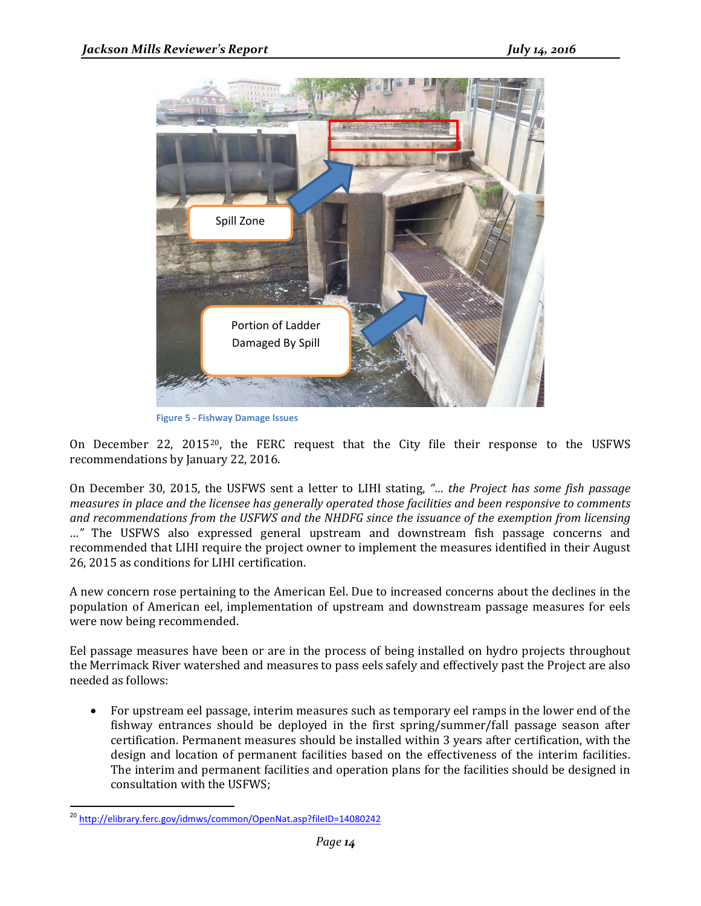Figure 5 - Fishway Damage Issues

On December 22, 2015[20], the FERC request that the City file their response to the USFWS recommendations by January 22, 2016.

On December 30, 2015, the USFWS sent a letter to LIHI stating, *"… the Project has some fish passage measures in place and the licensee has generally operated those facilities and been responsive to comments and recommendations from the USFWS and the NHDFG since the issuance of the exemption from licensing …"* The USFWS also expressed general upstream and downstream fish passage concerns and recommended that LIHI require the project owner to implement the measures identified in their August 26, 2015 as conditions for LIHI certification.

A new concern rose pertaining to the American Eel. Due to increased concerns about the declines in the population of American eel, implementation of upstream and downstream passage measures for eels were now being recommended.

Eel passage measures have been or are in the process of being installed on hydro projects throughout the Merrimack River watershed and measures to pass eels safely and effectively past the Project are also needed as follows:

- For upstream eel passage, interim measures such as temporary eel ramps in the lower end of the fishway entrances should be deployed in the first spring/summer/fall passage season after certification. Permanent measures should be installed within 3 years after certification, with the design and location of permanent facilities based on the effectiveness of the interim facilities. The interim and permanent facilities and operation plans for the facilities should be designed in consultation with the USFWS;

[20] http://elibrary.ferc.gov/idmws/common/OpenNat.asp?fileID=14080242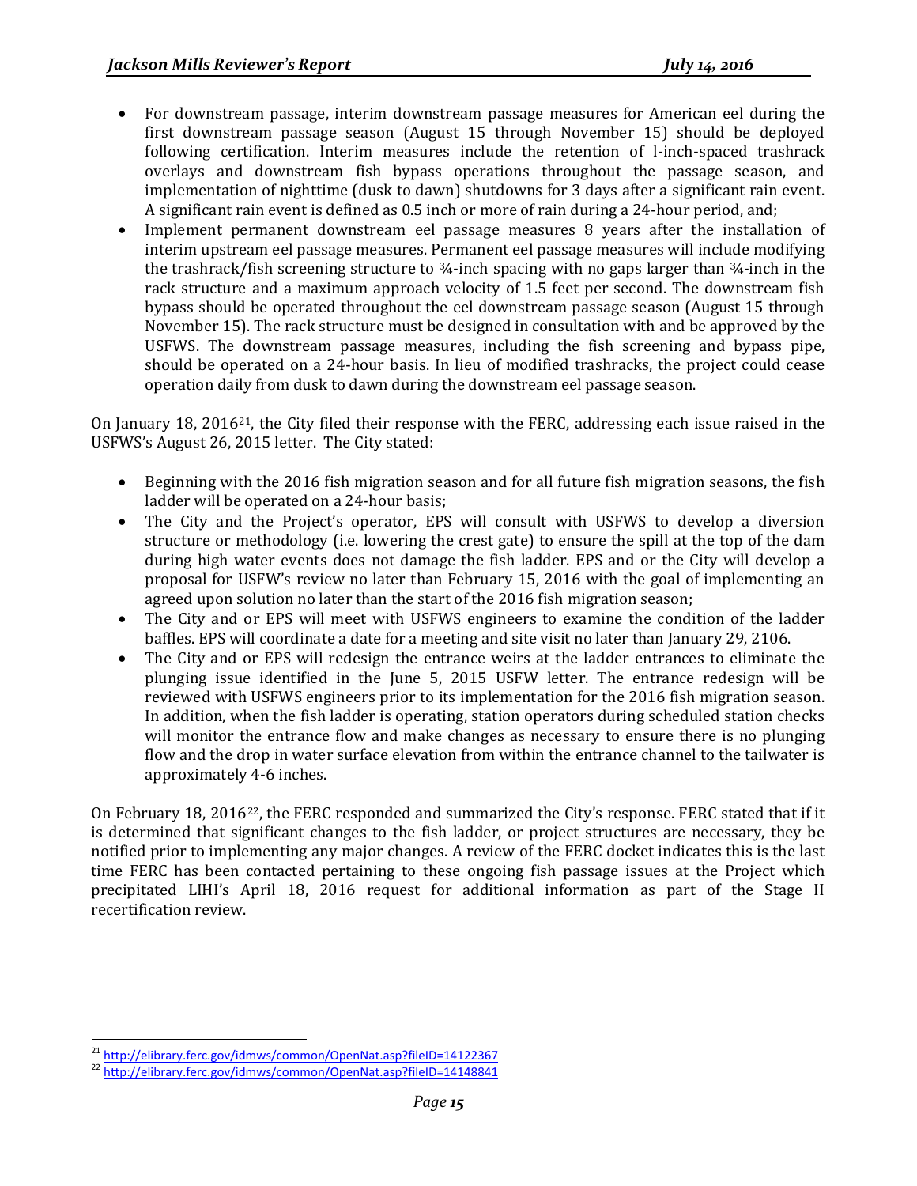- For downstream passage, interim downstream passage measures for American eel during the first downstream passage season (August 15 through November 15) should be deployed following certification. Interim measures include the retention of l-inch-spaced trashrack overlays and downstream fish bypass operations throughout the passage season, and implementation of nighttime (dusk to dawn) shutdowns for 3 days after a significant rain event. A significant rain event is defined as 0.5 inch or more of rain during a 24-hour period, and;
- Implement permanent downstream eel passage measures 8 years after the installation of interim upstream eel passage measures. Permanent eel passage measures will include modifying the trashrack/fish screening structure to ¾-inch spacing with no gaps larger than ¾-inch in the rack structure and a maximum approach velocity of 1.5 feet per second. The downstream fish bypass should be operated throughout the eel downstream passage season (August 15 through November 15). The rack structure must be designed in consultation with and be approved by the USFWS. The downstream passage measures, including the fish screening and bypass pipe, should be operated on a 24-hour basis. In lieu of modified trashracks, the project could cease operation daily from dusk to dawn during the downstream eel passage season.

On January 18, 2016[21], the City filed their response with the FERC, addressing each issue raised in the USFWS's August 26, 2015 letter. The City stated:

- Beginning with the 2016 fish migration season and for all future fish migration seasons, the fish ladder will be operated on a 24-hour basis;
- The City and the Project's operator, EPS will consult with USFWS to develop a diversion structure or methodology (i.e. lowering the crest gate) to ensure the spill at the top of the dam during high water events does not damage the fish ladder. EPS and or the City will develop a proposal for USFW's review no later than February 15, 2016 with the goal of implementing an agreed upon solution no later than the start of the 2016 fish migration season;
- The City and or EPS will meet with USFWS engineers to examine the condition of the ladder baffles. EPS will coordinate a date for a meeting and site visit no later than January 29, 2106.
- The City and or EPS will redesign the entrance weirs at the ladder entrances to eliminate the plunging issue identified in the June 5, 2015 USFW letter. The entrance redesign will be reviewed with USFWS engineers prior to its implementation for the 2016 fish migration season. In addition, when the fish ladder is operating, station operators during scheduled station checks will monitor the entrance flow and make changes as necessary to ensure there is no plunging flow and the drop in water surface elevation from within the entrance channel to the tailwater is approximately 4-6 inches.

On February 18, 2016[22], the FERC responded and summarized the City's response. FERC stated that if it is determined that significant changes to the fish ladder, or project structures are necessary, they be notified prior to implementing any major changes. A review of the FERC docket indicates this is the last time FERC has been contacted pertaining to these ongoing fish passage issues at the Project which precipitated LIHI's April 18, 2016 request for additional information as part of the Stage II recertification review.

[21] http://elibrary.ferc.gov/idmws/common/OpenNat.asp?fileID=14122367

[22] http://elibrary.ferc.gov/idmws/common/OpenNat.asp?fileID=14148841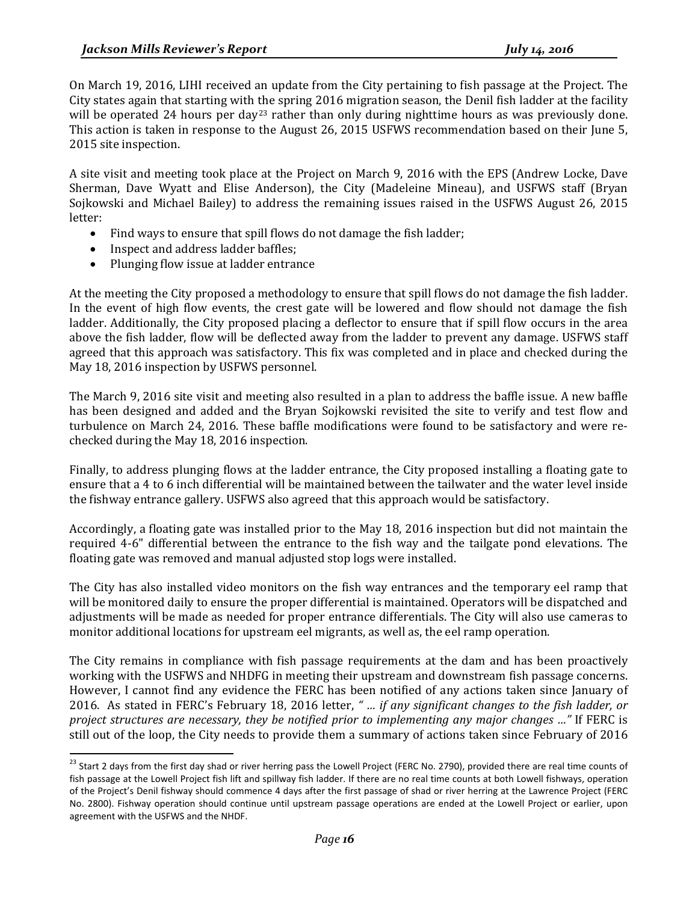On March 19, 2016, LIHI received an update from the City pertaining to fish passage at the Project. The City states again that starting with the spring 2016 migration season, the Denil fish ladder at the facility will be operated 24 hours per day[23] rather than only during nighttime hours as was previously done. This action is taken in response to the August 26, 2015 USFWS recommendation based on their June 5, 2015 site inspection.

A site visit and meeting took place at the Project on March 9, 2016 with the EPS (Andrew Locke, Dave Sherman, Dave Wyatt and Elise Anderson), the City (Madeleine Mineau), and USFWS staff (Bryan Sojkowski and Michael Bailey) to address the remaining issues raised in the USFWS August 26, 2015 letter:

- Find ways to ensure that spill flows do not damage the fish ladder;
- Inspect and address ladder baffles;
- Plunging flow issue at ladder entrance

At the meeting the City proposed a methodology to ensure that spill flows do not damage the fish ladder. In the event of high flow events, the crest gate will be lowered and flow should not damage the fish ladder. Additionally, the City proposed placing a deflector to ensure that if spill flow occurs in the area above the fish ladder, flow will be deflected away from the ladder to prevent any damage. USFWS staff agreed that this approach was satisfactory. This fix was completed and in place and checked during the May 18, 2016 inspection by USFWS personnel.

The March 9, 2016 site visit and meeting also resulted in a plan to address the baffle issue. A new baffle has been designed and added and the Bryan Sojkowski revisited the site to verify and test flow and turbulence on March 24, 2016. These baffle modifications were found to be satisfactory and were re-checked during the May 18, 2016 inspection.

Finally, to address plunging flows at the ladder entrance, the City proposed installing a floating gate to ensure that a 4 to 6 inch differential will be maintained between the tailwater and the water level inside the fishway entrance gallery. USFWS also agreed that this approach would be satisfactory.

Accordingly, a floating gate was installed prior to the May 18, 2016 inspection but did not maintain the required 4-6" differential between the entrance to the fish way and the tailgate pond elevations. The floating gate was removed and manual adjusted stop logs were installed.

The City has also installed video monitors on the fish way entrances and the temporary eel ramp that will be monitored daily to ensure the proper differential is maintained. Operators will be dispatched and adjustments will be made as needed for proper entrance differentials. The City will also use cameras to monitor additional locations for upstream eel migrants, as well as, the eel ramp operation.

The City remains in compliance with fish passage requirements at the dam and has been proactively working with the USFWS and NHDFG in meeting their upstream and downstream fish passage concerns. However, I cannot find any evidence the FERC has been notified of any actions taken since January of 2016. As stated in FERC's February 18, 2016 letter, *" … if any significant changes to the fish ladder, or project structures are necessary, they be notified prior to implementing any major changes …"* If FERC is still out of the loop, the City needs to provide them a summary of actions taken since February of 2016

---

[23] Start 2 days from the first day shad or river herring pass the Lowell Project (FERC No. 2790), provided there are real time counts of fish passage at the Lowell Project fish lift and spillway fish ladder. If there are no real time counts at both Lowell fishways, operation of the Project's Denil fishway should commence 4 days after the first passage of shad or river herring at the Lawrence Project (FERC No. 2800). Fishway operation should continue until upstream passage operations are ended at the Lowell Project or earlier, upon agreement with the USFWS and the NHDF.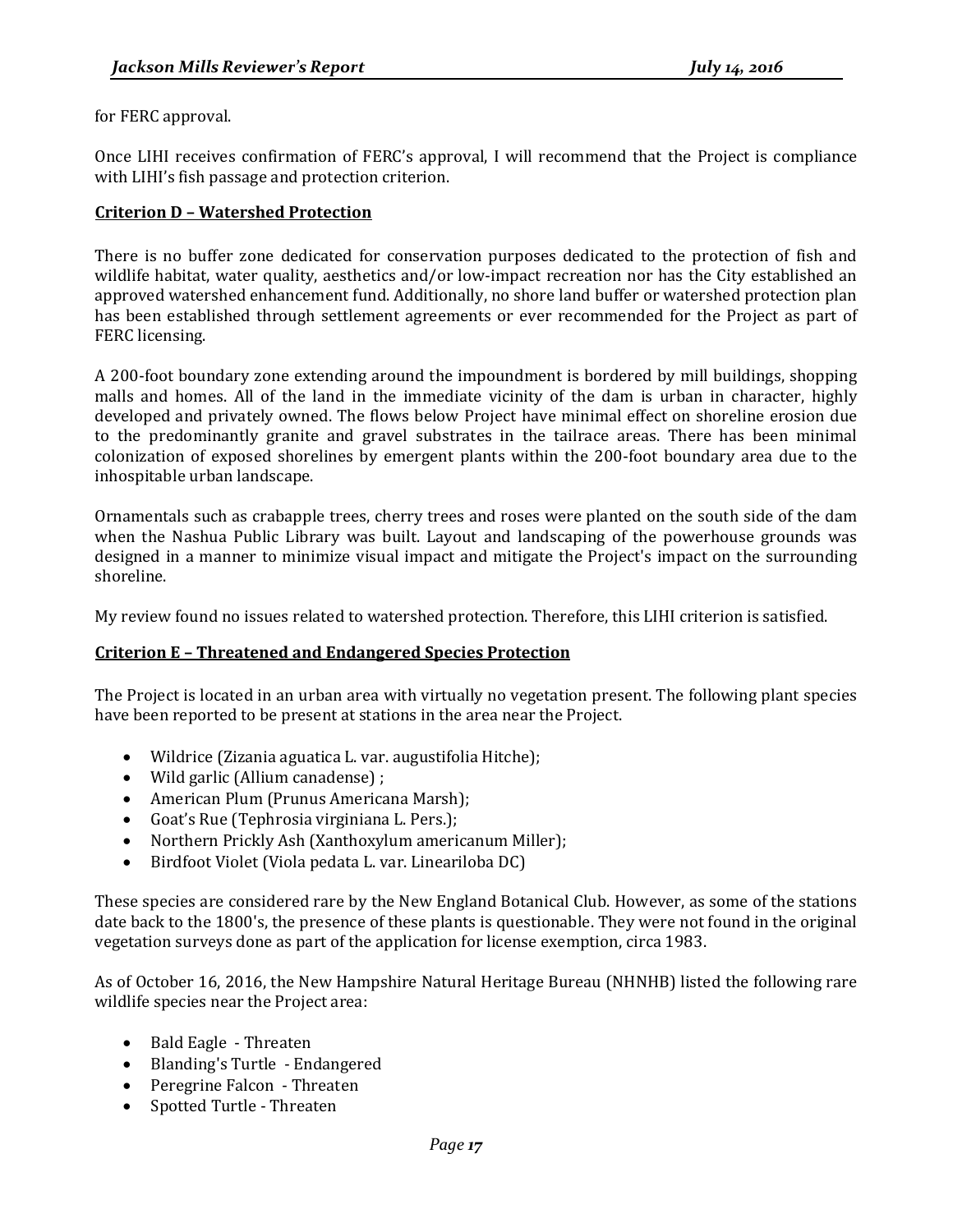for FERC approval.

Once LIHI receives confirmation of FERC's approval, I will recommend that the Project is compliance with LIHI's fish passage and protection criterion.

**Criterion D – Watershed Protection**

There is no buffer zone dedicated for conservation purposes dedicated to the protection of fish and wildlife habitat, water quality, aesthetics and/or low-impact recreation nor has the City established an approved watershed enhancement fund. Additionally, no shore land buffer or watershed protection plan has been established through settlement agreements or ever recommended for the Project as part of FERC licensing.

A 200-foot boundary zone extending around the impoundment is bordered by mill buildings, shopping malls and homes. All of the land in the immediate vicinity of the dam is urban in character, highly developed and privately owned. The flows below Project have minimal effect on shoreline erosion due to the predominantly granite and gravel substrates in the tailrace areas. There has been minimal colonization of exposed shorelines by emergent plants within the 200-foot boundary area due to the inhospitable urban landscape.

Ornamentals such as crabapple trees, cherry trees and roses were planted on the south side of the dam when the Nashua Public Library was built. Layout and landscaping of the powerhouse grounds was designed in a manner to minimize visual impact and mitigate the Project's impact on the surrounding shoreline.

My review found no issues related to watershed protection. Therefore, this LIHI criterion is satisfied.

**Criterion E – Threatened and Endangered Species Protection**

The Project is located in an urban area with virtually no vegetation present. The following plant species have been reported to be present at stations in the area near the Project.

- Wildrice (Zizania aguatica L. var. augustifolia Hitche);
- Wild garlic (Allium canadense) ;
- American Plum (Prunus Americana Marsh);
- Goat's Rue (Tephrosia virginiana L. Pers.);
- Northern Prickly Ash (Xanthoxylum americanum Miller);
- Birdfoot Violet (Viola pedata L. var. Leariloba DC)

These species are considered rare by the New England Botanical Club. However, as some of the stations date back to the 1800's, the presence of these plants is questionable. They were not found in the original vegetation surveys done as part of the application for license exemption, circa 1983.

As of October 16, 2016, the New Hampshire Natural Heritage Bureau (NHNHB) listed the following rare wildlife species near the Project area:

- Bald Eagle - Threaten
- Blanding's Turtle - Endangered
- Peregrine Falcon - Threaten
- Spotted Turtle - Threaten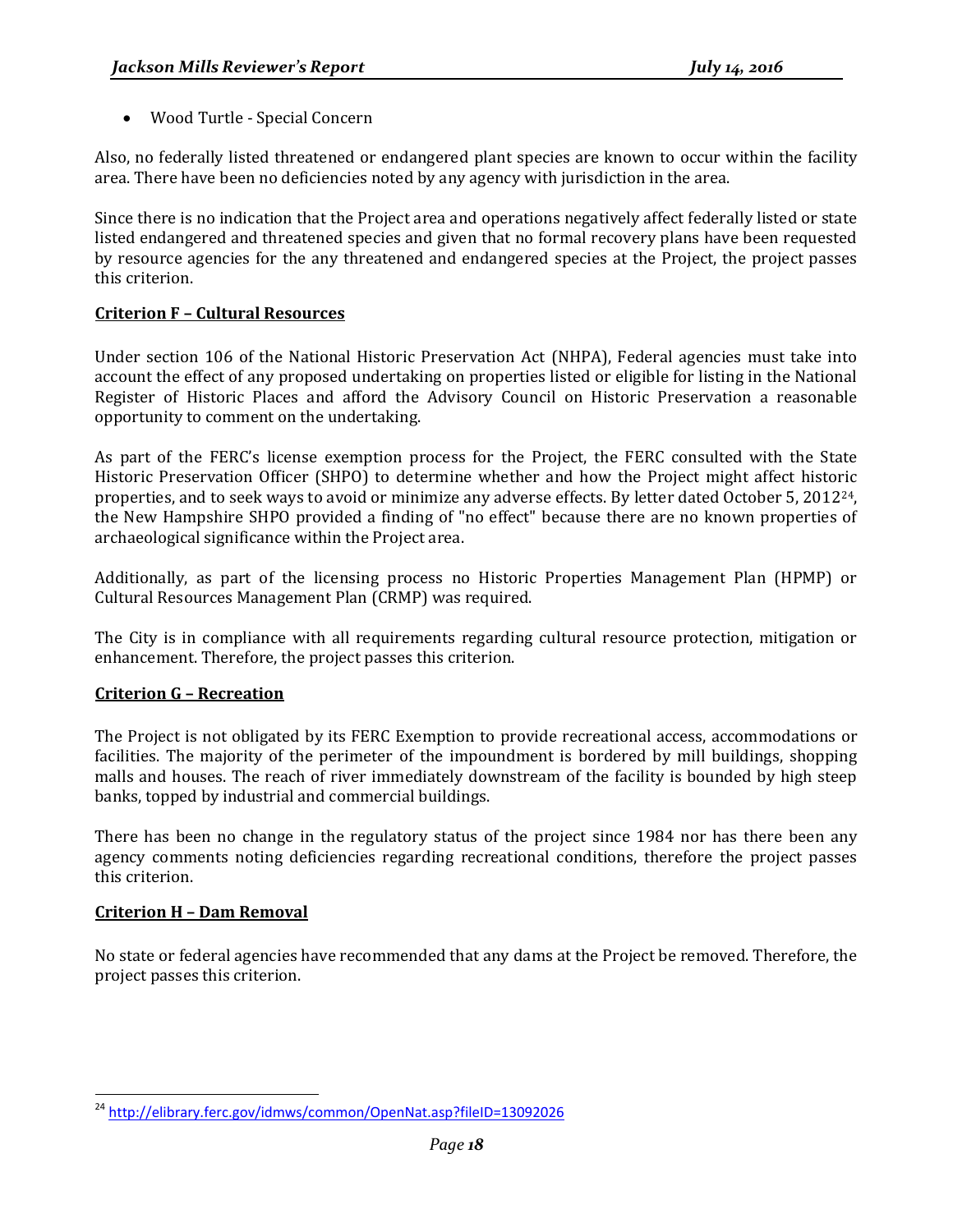- Wood Turtle - Special Concern

Also, no federally listed threatened or endangered plant species are known to occur within the facility area. There have been no deficiencies noted by any agency with jurisdiction in the area.

Since there is no indication that the Project area and operations negatively affect federally listed or state listed endangered and threatened species and given that no formal recovery plans have been requested by resource agencies for the any threatened and endangered species at the Project, the project passes this criterion.

**Criterion F – Cultural Resources**

Under section 106 of the National Historic Preservation Act (NHPA), Federal agencies must take into account the effect of any proposed undertaking on properties listed or eligible for listing in the National Register of Historic Places and afford the Advisory Council on Historic Preservation a reasonable opportunity to comment on the undertaking.

As part of the FERC's license exemption process for the Project, the FERC consulted with the State Historic Preservation Officer (SHPO) to determine whether and how the Project might affect historic properties, and to seek ways to avoid or minimize any adverse effects. By letter dated October 5, 2012[24], the New Hampshire SHPO provided a finding of "no effect" because there are no known properties of archaeological significance within the Project area.

Additionally, as part of the licensing process no Historic Properties Management Plan (HPMP) or Cultural Resources Management Plan (CRMP) was required.

The City is in compliance with all requirements regarding cultural resource protection, mitigation or enhancement. Therefore, the project passes this criterion.

**Criterion G – Recreation**

The Project is not obligated by its FERC Exemption to provide recreational access, accommodations or facilities. The majority of the perimeter of the impoundment is bordered by mill buildings, shopping malls and houses. The reach of river immediately downstream of the facility is bounded by high steep banks, topped by industrial and commercial buildings.

There has been no change in the regulatory status of the project since 1984 nor has there been any agency comments noting deficiencies regarding recreational conditions, therefore the project passes this criterion.

**Criterion H – Dam Removal**

No state or federal agencies have recommended that any dams at the Project be removed. Therefore, the project passes this criterion.

[24] http://elibrary.ferc.gov/idmws/common/OpenNat.asp?fileID=13092026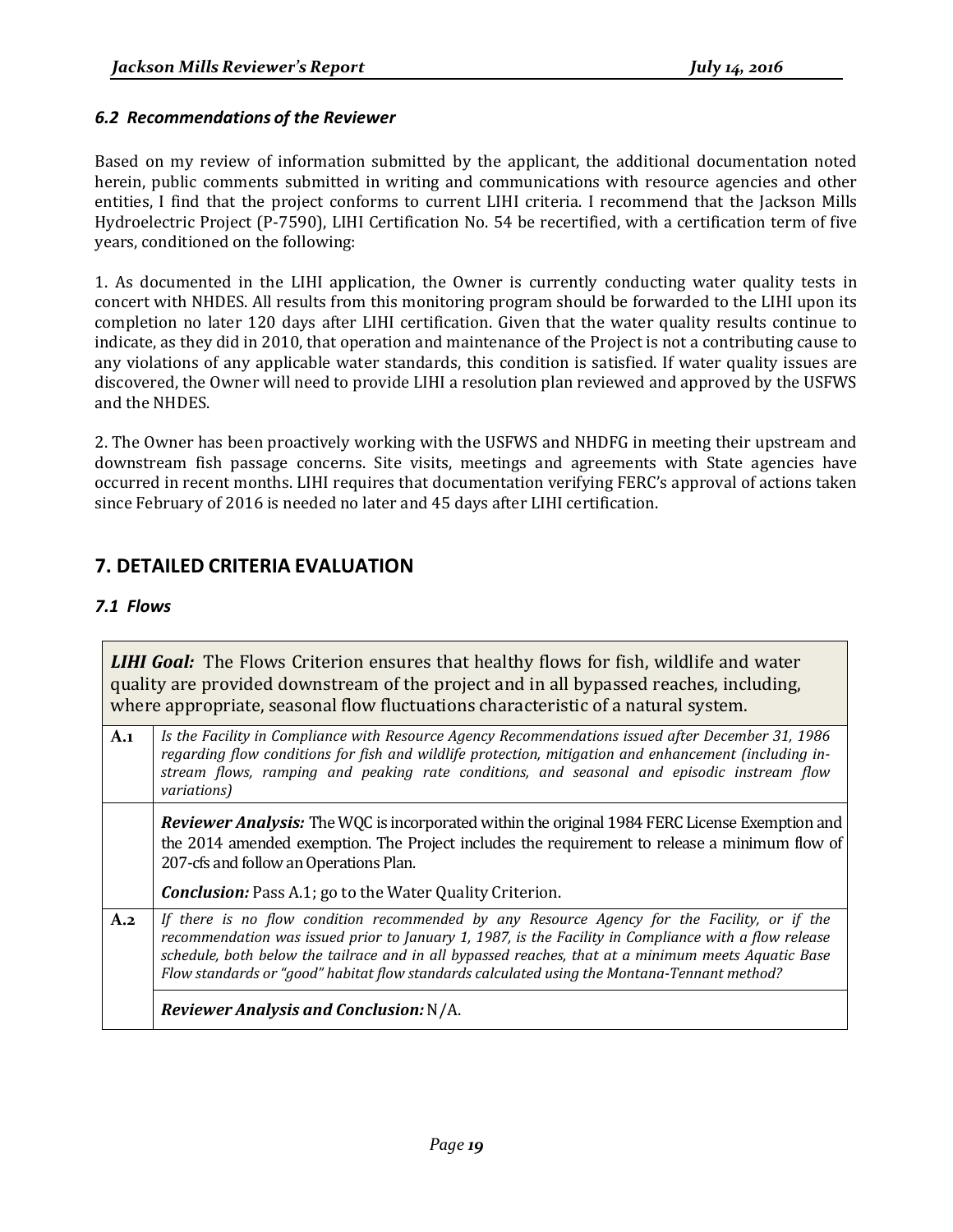### *6.2 Recommendations of the Reviewer*

Based on my review of information submitted by the applicant, the additional documentation noted herein, public comments submitted in writing and communications with resource agencies and other entities, I find that the project conforms to current LIHI criteria. I recommend that the Jackson Mills Hydroelectric Project (P-7590), LIHI Certification No. 54 be recertified, with a certification term of five years, conditioned on the following:

1. As documented in the LIHI application, the Owner is currently conducting water quality tests in concert with NHDES. All results from this monitoring program should be forwarded to the LIHI upon its completion no later 120 days after LIHI certification. Given that the water quality results continue to indicate, as they did in 2010, that operation and maintenance of the Project is not a contributing cause to any violations of any applicable water standards, this condition is satisfied. If water quality issues are discovered, the Owner will need to provide LIHI a resolution plan reviewed and approved by the USFWS and the NHDES.

2. The Owner has been proactively working with the USFWS and NHDFG in meeting their upstream and downstream fish passage concerns. Site visits, meetings and agreements with State agencies have occurred in recent months. LIHI requires that documentation verifying FERC's approval of actions taken since February of 2016 is needed no later and 45 days after LIHI certification.

## 7. DETAILED CRITERIA EVALUATION

### *7.1 Flows*

| | |
|---|---|
| ***LIHI Goal:*** The Flows Criterion ensures that healthy flows for fish, wildlife and water quality are provided downstream of the project and in all bypassed reaches, including, where appropriate, seasonal flow fluctuations characteristic of a natural system. | |
| **A.1** | *Is the Facility in Compliance with Resource Agency Recommendations issued after December 31, 1986 regarding flow conditions for fish and wildlife protection, mitigation and enhancement (including in-stream flows, ramping and peaking rate conditions, and seasonal and episodic instream flow variations)* |
| | ***Reviewer Analysis:*** The WQC is incorporated within the original 1984 FERC License Exemption and the 2014 amended exemption. The Project includes the requirement to release a minimum flow of 207-cfs and follow an Operations Plan.<br><br>***Conclusion:*** Pass A.1; go to the Water Quality Criterion. |
| **A.2** | *If there is no flow condition recommended by any Resource Agency for the Facility, or if the recommendation was issued prior to January 1, 1987, is the Facility in Compliance with a flow release schedule, both below the tailrace and in all bypassed reaches, that at a minimum meets Aquatic Base Flow standards or "good" habitat flow standards calculated using the Montana-Tennant method?* |
| | ***Reviewer Analysis and Conclusion:*** N/A. |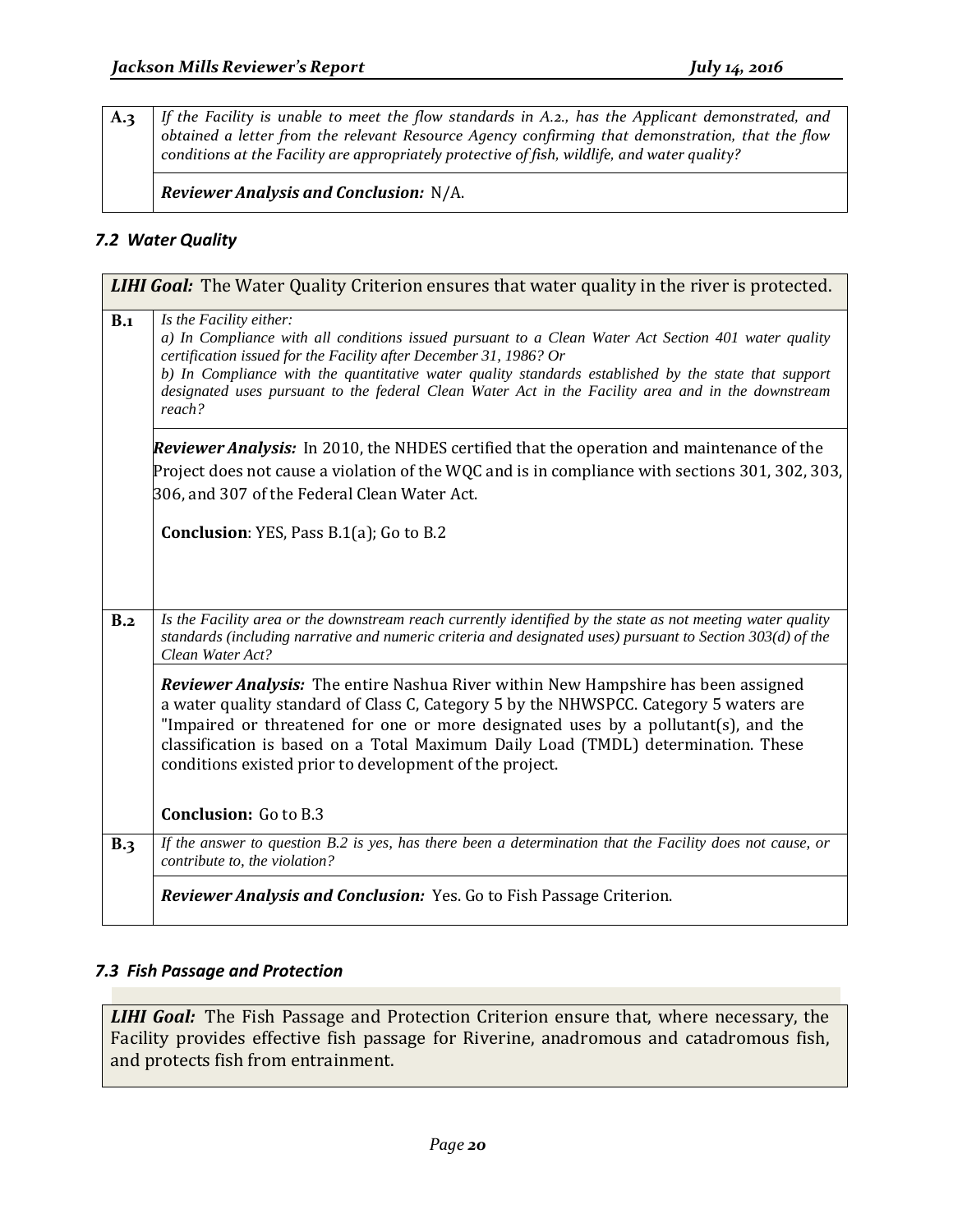| A.3 | *If the Facility is unable to meet the flow standards in A.2., has the Applicant demonstrated, and obtained a letter from the relevant Resource Agency confirming that demonstration, that the flow conditions at the Facility are appropriately protective of fish, wildlife, and water quality?* |
|---|---|
| | ***Reviewer Analysis and Conclusion:*** N/A. |

### *7.2 Water Quality*

| ***LIHI Goal:*** The Water Quality Criterion ensures that water quality in the river is protected. | |
|---|---|
| **B.1** | *Is the Facility either:*<br>*a) In Compliance with all conditions issued pursuant to a Clean Water Act Section 401 water quality certification issued for the Facility after December 31, 1986? Or*<br>*b) In Compliance with the quantitative water quality standards established by the state that support designated uses pursuant to the federal Clean Water Act in the Facility area and in the downstream reach?* |
| | ***Reviewer Analysis:*** In 2010, the NHDES certified that the operation and maintenance of the Project does not cause a violation of the WQC and is in compliance with sections 301, 302, 303, 306, and 307 of the Federal Clean Water Act.<br><br>**Conclusion**: YES, Pass B.1(a); Go to B.2 |
| **B.2** | *Is the Facility area or the downstream reach currently identified by the state as not meeting water quality standards (including narrative and numeric criteria and designated uses) pursuant to Section 303(d) of the Clean Water Act?* |
| | ***Reviewer Analysis:*** The entire Nashua River within New Hampshire has been assigned a water quality standard of Class C, Category 5 by the NHWSPCC. Category 5 waters are "Impaired or threatened for one or more designated uses by a pollutant(s), and the classification is based on a Total Maximum Daily Load (TMDL) determination. These conditions existed prior to development of the project.<br><br>**Conclusion:** Go to B.3 |
| **B.3** | *If the answer to question B.2 is yes, has there been a determination that the Facility does not cause, or contribute to, the violation?* |
| | ***Reviewer Analysis and Conclusion:*** Yes. Go to Fish Passage Criterion. |

### *7.3 Fish Passage and Protection*

| ***LIHI Goal:*** The Fish Passage and Protection Criterion ensure that, where necessary, the Facility provides effective fish passage for Riverine, anadromous and catadromous fish, and protects fish from entrainment. |
|---|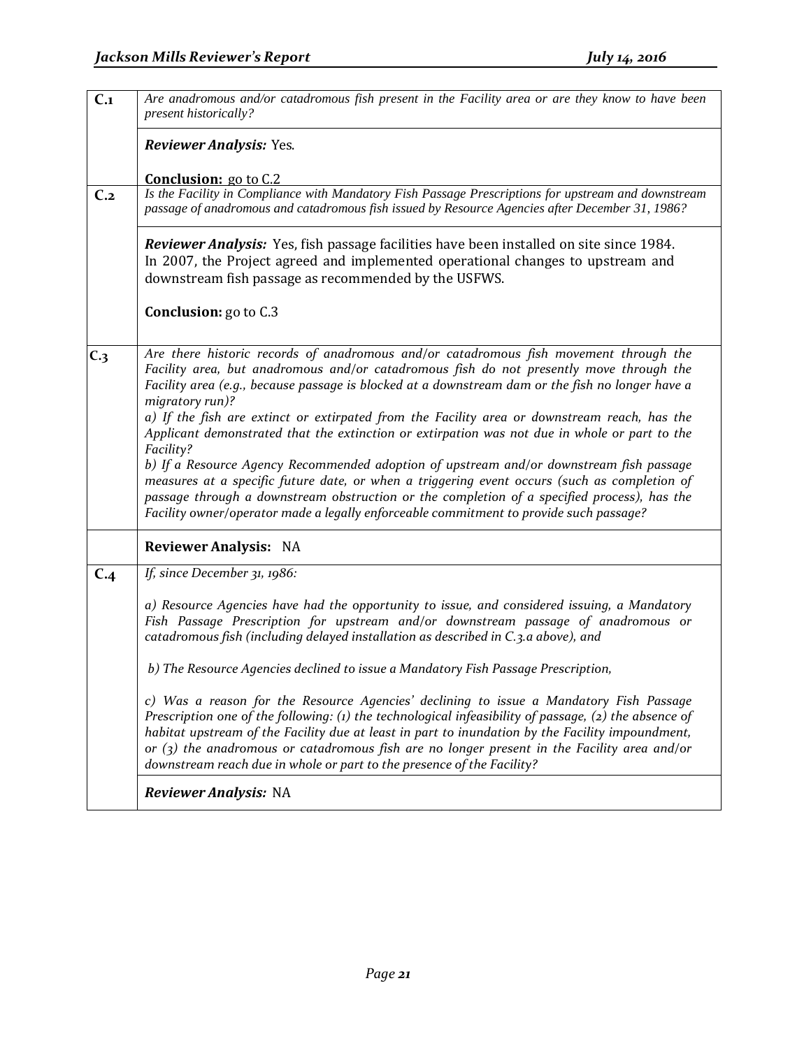| | |
|---|---|
| **C.1** | *Are anadromous and/or catadromous fish present in the Facility area or are they know to have been present historically?* |
| | ***Reviewer Analysis:*** Yes.<br><br>**Conclusion:** go to C.2 |
| **C.2** | *Is the Facility in Compliance with Mandatory Fish Passage Prescriptions for upstream and downstream passage of anadromous and catadromous fish issued by Resource Agencies after December 31, 1986?* |
| | ***Reviewer Analysis:*** Yes, fish passage facilities have been installed on site since 1984. In 2007, the Project agreed and implemented operational changes to upstream and downstream fish passage as recommended by the USFWS.<br><br>**Conclusion:** go to C.3 |
| **C.3** | *Are there historic records of anadromous and/or catadromous fish movement through the Facility area, but anadromous and/or catadromous fish do not presently move through the Facility area (e.g., because passage is blocked at a downstream dam or the fish no longer have a migratory run)?*<br>*a) If the fish are extinct or extirpated from the Facility area or downstream reach, has the Applicant demonstrated that the extinction or extirpation was not due in whole or part to the Facility?*<br>*b) If a Resource Agency Recommended adoption of upstream and/or downstream fish passage measures at a specific future date, or when a triggering event occurs (such as completion of passage through a downstream obstruction or the completion of a specified process), has the Facility owner/operator made a legally enforceable commitment to provide such passage?* |
| | **Reviewer Analysis:** NA |
| **C.4** | *If, since December 31, 1986:*<br><br>*a) Resource Agencies have had the opportunity to issue, and considered issuing, a Mandatory Fish Passage Prescription for upstream and/or downstream passage of anadromous or catadromous fish (including delayed installation as described in C.3.a above), and*<br><br>*b) The Resource Agencies declined to issue a Mandatory Fish Passage Prescription,*<br><br>*c) Was a reason for the Resource Agencies' declining to issue a Mandatory Fish Passage Prescription one of the following: (1) the technological infeasibility of passage, (2) the absence of habitat upstream of the Facility due at least in part to inundation by the Facility impoundment, or (3) the anadromous or catadromous fish are no longer present in the Facility area and/or downstream reach due in whole or part to the presence of the Facility?* |
| | ***Reviewer Analysis:*** NA |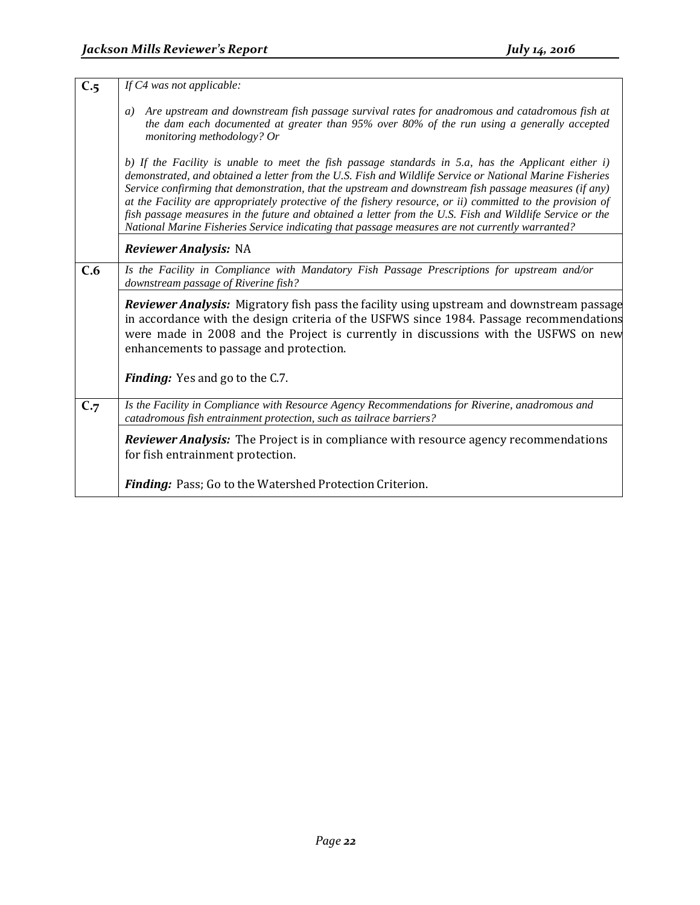| | |
|---|---|
| **C.5** | *If C4 was not applicable:*<br><br>*a) Are upstream and downstream fish passage survival rates for anadromous and catadromous fish at the dam each documented at greater than 95% over 80% of the run using a generally accepted monitoring methodology? Or*<br><br>*b) If the Facility is unable to meet the fish passage standards in 5.a, has the Applicant either i) demonstrated, and obtained a letter from the U.S. Fish and Wildlife Service or National Marine Fisheries Service confirming that demonstration, that the upstream and downstream fish passage measures (if any) at the Facility are appropriately protective of the fishery resource, or ii) committed to the provision of fish passage measures in the future and obtained a letter from the U.S. Fish and Wildlife Service or the National Marine Fisheries Service indicating that passage measures are not currently warranted?* |
| | ***Reviewer Analysis:*** NA |
| **C.6** | *Is the Facility in Compliance with Mandatory Fish Passage Prescriptions for upstream and/or downstream passage of Riverine fish?* |
| | ***Reviewer Analysis:*** Migratory fish pass the facility using upstream and downstream passage in accordance with the design criteria of the USFWS since 1984. Passage recommendations were made in 2008 and the Project is currently in discussions with the USFWS on new enhancements to passage and protection.<br><br>***Finding:*** Yes and go to the C.7. |
| **C.7** | *Is the Facility in Compliance with Resource Agency Recommendations for Riverine, anadromous and catadromous fish entrainment protection, such as tailrace barriers?* |
| | ***Reviewer Analysis:*** The Project is in compliance with resource agency recommendations for fish entrainment protection.<br><br>***Finding:*** Pass; Go to the Watershed Protection Criterion. |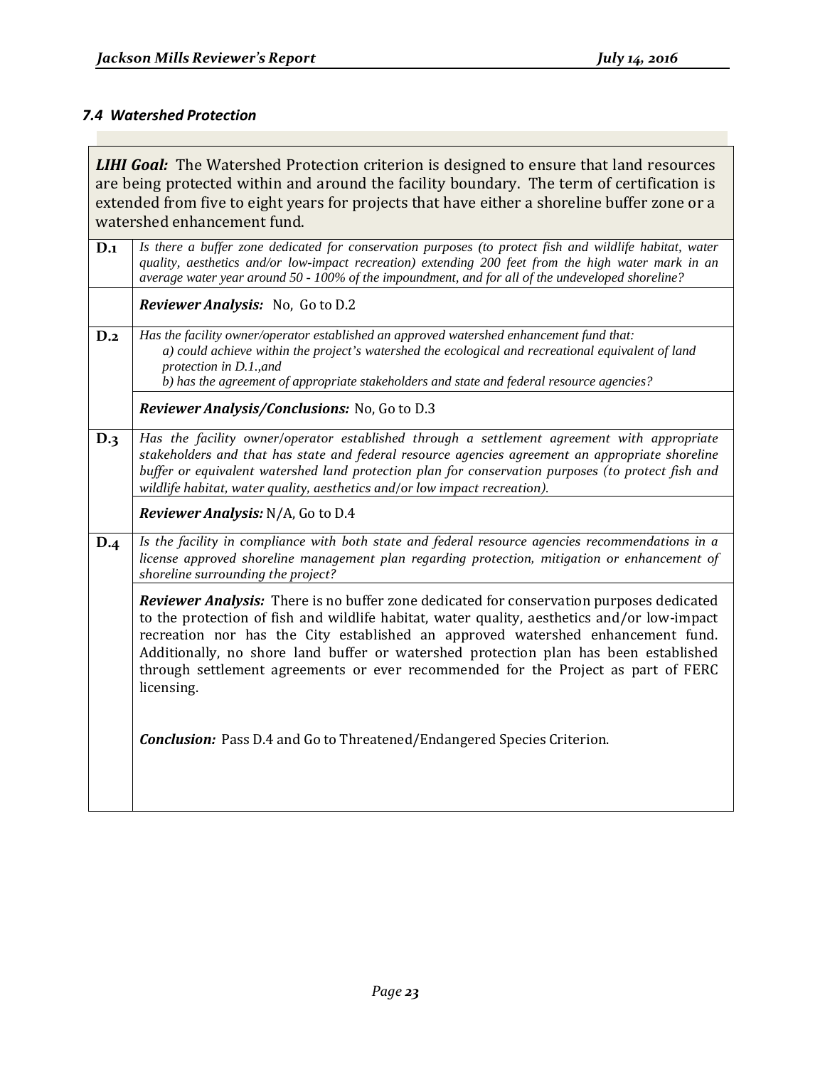### *7.4 Watershed Protection*

| | |
|---|---|
| ***LIHI Goal:*** The Watershed Protection criterion is designed to ensure that land resources are being protected within and around the facility boundary. The term of certification is extended from five to eight years for projects that have either a shoreline buffer zone or a watershed enhancement fund. | |
| **D.1** | *Is there a buffer zone dedicated for conservation purposes (to protect fish and wildlife habitat, water quality, aesthetics and/or low-impact recreation) extending 200 feet from the high water mark in an average water year around 50 - 100% of the impoundment, and for all of the undeveloped shoreline?* |
| | ***Reviewer Analysis:*** No, Go to D.2 |
| **D.2** | *Has the facility owner/operator established an approved watershed enhancement fund that:*<br>*a) could achieve within the project's watershed the ecological and recreational equivalent of land protection in D.1.,and*<br>*b) has the agreement of appropriate stakeholders and state and federal resource agencies?* |
| | ***Reviewer Analysis/Conclusions:*** No, Go to D.3 |
| **D.3** | *Has the facility owner/operator established through a settlement agreement with appropriate stakeholders and that has state and federal resource agencies agreement an appropriate shoreline buffer or equivalent watershed land protection plan for conservation purposes (to protect fish and wildlife habitat, water quality, aesthetics and/or low impact recreation).* |
| | ***Reviewer Analysis:*** N/A, Go to D.4 |
| **D.4** | *Is the facility in compliance with both state and federal resource agencies recommendations in a license approved shoreline management plan regarding protection, mitigation or enhancement of shoreline surrounding the project?* |
| | ***Reviewer Analysis:*** There is no buffer zone dedicated for conservation purposes dedicated to the protection of fish and wildlife habitat, water quality, aesthetics and/or low-impact recreation nor has the City established an approved watershed enhancement fund. Additionally, no shore land buffer or watershed protection plan has been established through settlement agreements or ever recommended for the Project as part of FERC licensing.<br><br>***Conclusion:*** Pass D.4 and Go to Threatened/Endangered Species Criterion. |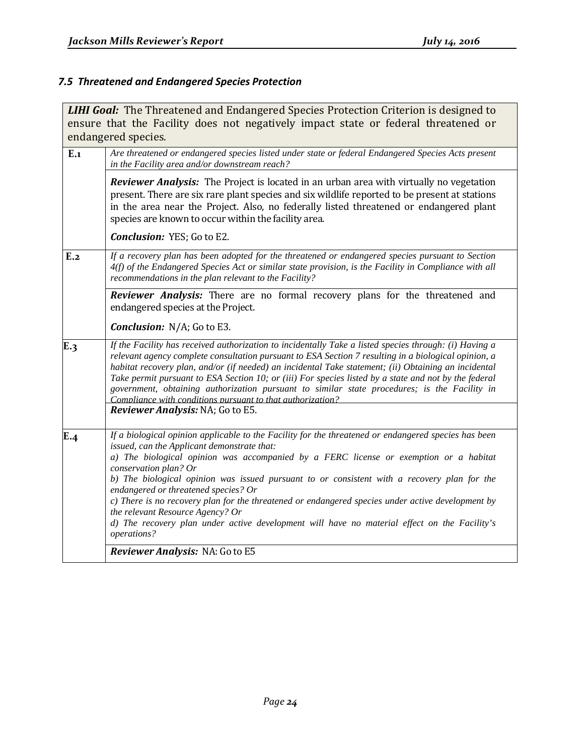### *7.5 Threatened and Endangered Species Protection*

| | |
|---|---|
| ***LIHI Goal:*** The Threatened and Endangered Species Protection Criterion is designed to ensure that the Facility does not negatively impact state or federal threatened or endangered species. | |
| **E.1** | *Are threatened or endangered species listed under state or federal Endangered Species Acts present in the Facility area and/or downstream reach?* |
| | ***Reviewer Analysis:*** The Project is located in an urban area with virtually no vegetation present. There are six rare plant species and six wildlife reported to be present at stations in the area near the Project. Also, no federally listed threatened or endangered plant species are known to occur within the facility area.<br><br>***Conclusion:*** YES; Go to E2. |
| **E.2** | *If a recovery plan has been adopted for the threatened or endangered species pursuant to Section 4(f) of the Endangered Species Act or similar state provision, is the Facility in Compliance with all recommendations in the plan relevant to the Facility?* |
| | ***Reviewer Analysis:*** There are no formal recovery plans for the threatened and endangered species at the Project.<br><br>***Conclusion:*** N/A; Go to E3. |
| **E.3** | *If the Facility has received authorization to incidentally Take a listed species through: (i) Having a relevant agency complete consultation pursuant to ESA Section 7 resulting in a biological opinion, a habitat recovery plan, and/or (if needed) an incidental Take statement; (ii) Obtaining an incidental Take permit pursuant to ESA Section 10; or (iii) For species listed by a state and not by the federal government, obtaining authorization pursuant to similar state procedures; is the Facility in Compliance with conditions pursuant to that authorization?* |
| | ***Reviewer Analysis:*** NA; Go to E5. |
| **E.4** | *If a biological opinion applicable to the Facility for the threatened or endangered species has been issued, can the Applicant demonstrate that:*<br>*a) The biological opinion was accompanied by a FERC license or exemption or a habitat conservation plan? Or*<br>*b) The biological opinion was issued pursuant to or consistent with a recovery plan for the endangered or threatened species? Or*<br>*c) There is no recovery plan for the threatened or endangered species under active development by the relevant Resource Agency? Or*<br>*d) The recovery plan under active development will have no material effect on the Facility's operations?* |
| | ***Reviewer Analysis:*** NA: Go to E5 |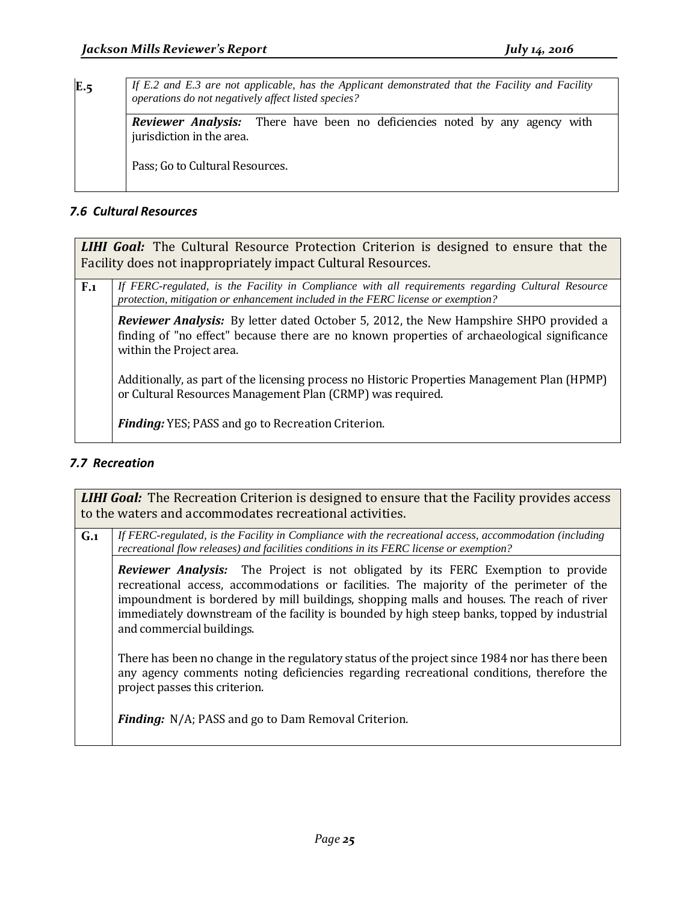| E.5 | *If E.2 and E.3 are not applicable, has the Applicant demonstrated that the Facility and Facility operations do not negatively affect listed species?* |
|---|---|
| | ***Reviewer Analysis:*** There have been no deficiencies noted by any agency with jurisdiction in the area.<br><br>Pass; Go to Cultural Resources. |

### *7.6 Cultural Resources*

| ***LIHI Goal:*** The Cultural Resource Protection Criterion is designed to ensure that the Facility does not inappropriately impact Cultural Resources. | |
|---|---|
| F.1 | *If FERC-regulated, is the Facility in Compliance with all requirements regarding Cultural Resource protection, mitigation or enhancement included in the FERC license or exemption?* |
| | ***Reviewer Analysis:*** By letter dated October 5, 2012, the New Hampshire SHPO provided a finding of "no effect" because there are no known properties of archaeological significance within the Project area.<br><br>Additionally, as part of the licensing process no Historic Properties Management Plan (HPMP) or Cultural Resources Management Plan (CRMP) was required.<br><br>***Finding:*** YES; PASS and go to Recreation Criterion. |

### *7.7 Recreation*

| ***LIHI Goal:*** The Recreation Criterion is designed to ensure that the Facility provides access to the waters and accommodates recreational activities. | |
|---|---|
| G.1 | *If FERC-regulated, is the Facility in Compliance with the recreational access, accommodation (including recreational flow releases) and facilities conditions in its FERC license or exemption?* |
| | ***Reviewer Analysis:*** The Project is not obligated by its FERC Exemption to provide recreational access, accommodations or facilities. The majority of the perimeter of the impoundment is bordered by mill buildings, shopping malls and houses. The reach of river immediately downstream of the facility is bounded by high steep banks, topped by industrial and commercial buildings.<br><br>There has been no change in the regulatory status of the project since 1984 nor has there been any agency comments noting deficiencies regarding recreational conditions, therefore the project passes this criterion.<br><br>***Finding:*** N/A; PASS and go to Dam Removal Criterion. |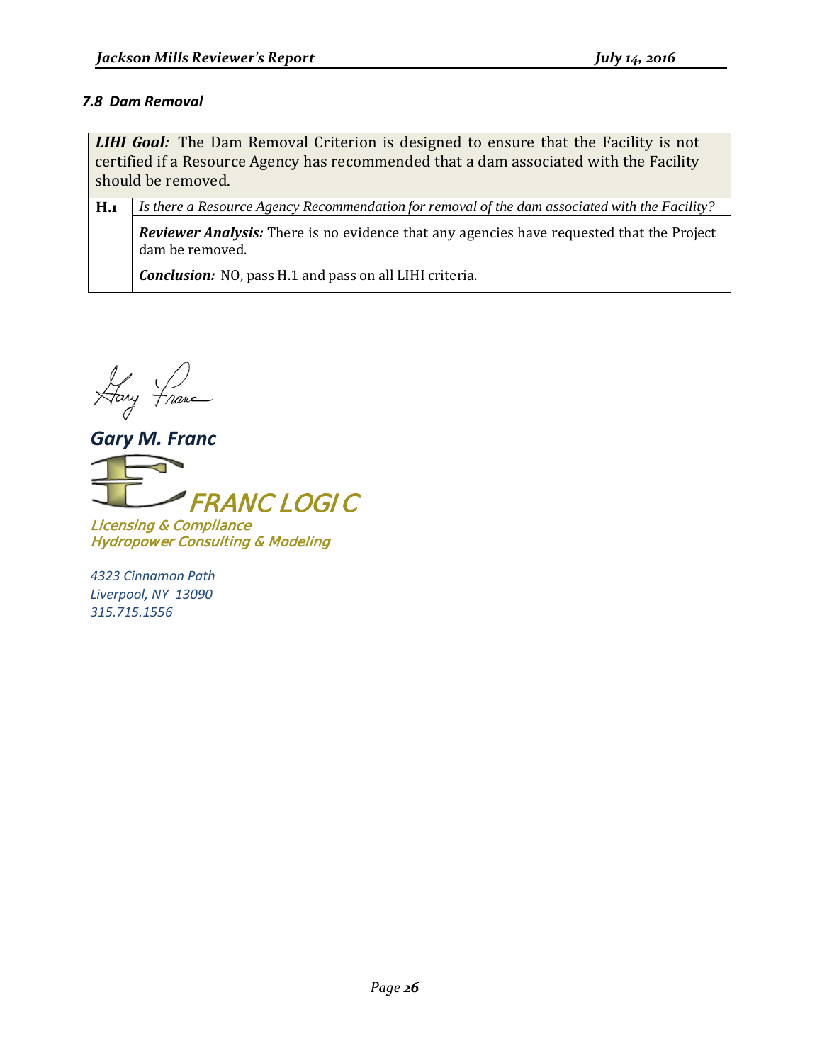### *7.8 Dam Removal*

| | |
|---|---|
| ***LIHI Goal:*** The Dam Removal Criterion is designed to ensure that the Facility is not certified if a Resource Agency has recommended that a dam associated with the Facility should be removed. | |
| **H.1** | *Is there a Resource Agency Recommendation for removal of the dam associated with the Facility?* |
| | ***Reviewer Analysis:*** There is no evidence that any agencies have requested that the Project dam be removed. ***Conclusion:*** NO, pass H.1 and pass on all LIHI criteria. |

***Gary M. Franc***

FRANC LOGIC
*Licensing & Compliance*
*Hydropower Consulting & Modeling*

*4323 Cinnamon Path*
*Liverpool, NY 13090*
*315.715.1556*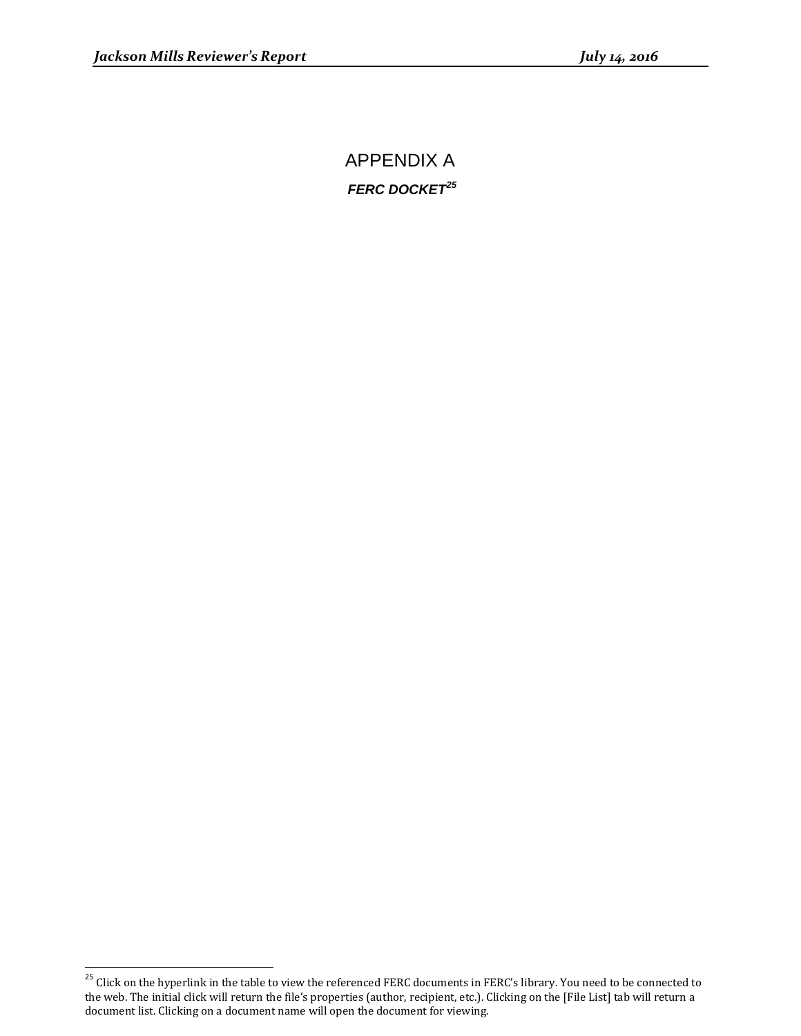# APPENDIX A

## *FERC DOCKET*[25]

[25] Click on the hyperlink in the table to view the referenced FERC documents in FERC's library. You need to be connected to the web. The initial click will return the file's properties (author, recipient, etc.). Clicking on the [File List] tab will return a document list. Clicking on a document name will open the document for viewing.